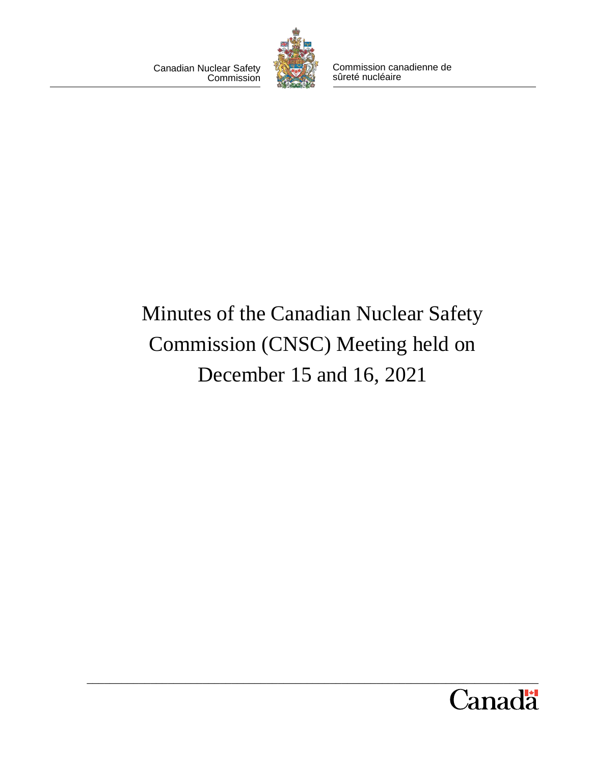Canadian Nuclear Safety Commission

Commission canadienne de sûreté nucléaire

# Minutes of the Canadian Nuclear Safety Commission (CNSC) Meeting held on December 15 and 16, 2021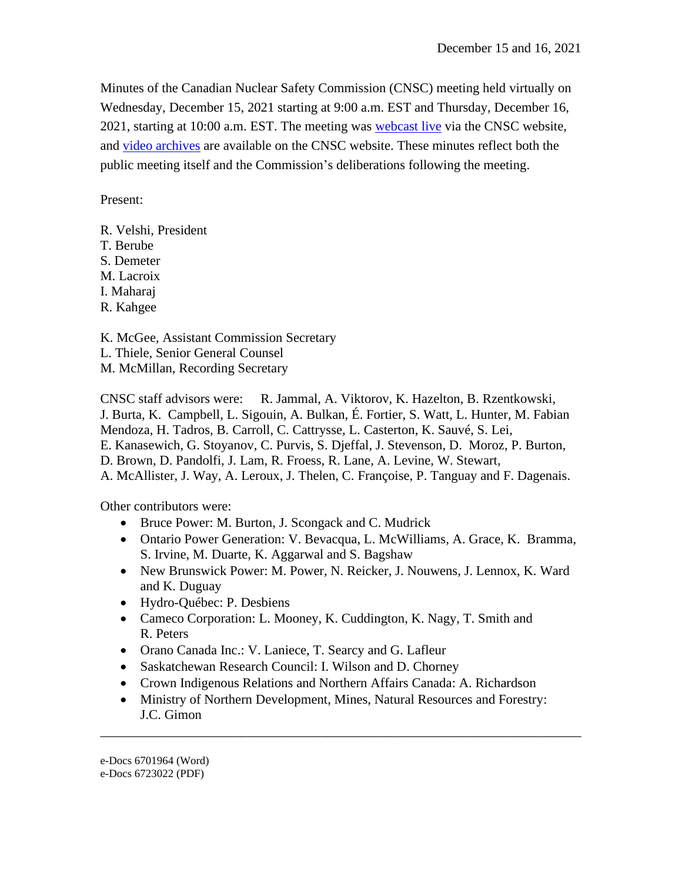December 15 and 16, 2021

Minutes of the Canadian Nuclear Safety Commission (CNSC) meeting held virtually on Wednesday, December 15, 2021 starting at 9:00 a.m. EST and Thursday, December 16, 2021, starting at 10:00 a.m. EST. The meeting was webcast live via the CNSC website, and video archives are available on the CNSC website. These minutes reflect both the public meeting itself and the Commission's deliberations following the meeting.

Present:

R. Velshi, President
T. Berube
S. Demeter
M. Lacroix
I. Maharaj
R. Kahgee

K. McGee, Assistant Commission Secretary
L. Thiele, Senior General Counsel
M. McMillan, Recording Secretary

CNSC staff advisors were: R. Jammal, A. Viktorov, K. Hazelton, B. Rzentkowski, J. Burta, K. Campbell, L. Sigouin, A. Bulkan, É. Fortier, S. Watt, L. Hunter, M. Fabian Mendoza, H. Tadros, B. Carroll, C. Cattrysse, L. Casterton, K. Sauvé, S. Lei, E. Kanasewich, G. Stoyanov, C. Purvis, S. Djeffal, J. Stevenson, D. Moroz, P. Burton, D. Brown, D. Pandolfi, J. Lam, R. Froess, R. Lane, A. Levine, W. Stewart, A. McAllister, J. Way, A. Leroux, J. Thelen, C. Françoise, P. Tanguay and F. Dagenais.

Other contributors were:

- Bruce Power: M. Burton, J. Scongack and C. Mudrick
- Ontario Power Generation: V. Bevacqua, L. McWilliams, A. Grace, K. Bramma, S. Irvine, M. Duarte, K. Aggarwal and S. Bagshaw
- New Brunswick Power: M. Power, N. Reicker, J. Nouwens, J. Lennox, K. Ward and K. Duguay
- Hydro-Québec: P. Desbiens
- Cameco Corporation: L. Mooney, K. Cuddington, K. Nagy, T. Smith and R. Peters
- Orano Canada Inc.: V. Laniece, T. Searcy and G. Lafleur
- Saskatchewan Research Council: I. Wilson and D. Chorney
- Crown Indigenous Relations and Northern Affairs Canada: A. Richardson
- Ministry of Northern Development, Mines, Natural Resources and Forestry: J.C. Gimon

---

e-Docs 6701964 (Word)
e-Docs 6723022 (PDF)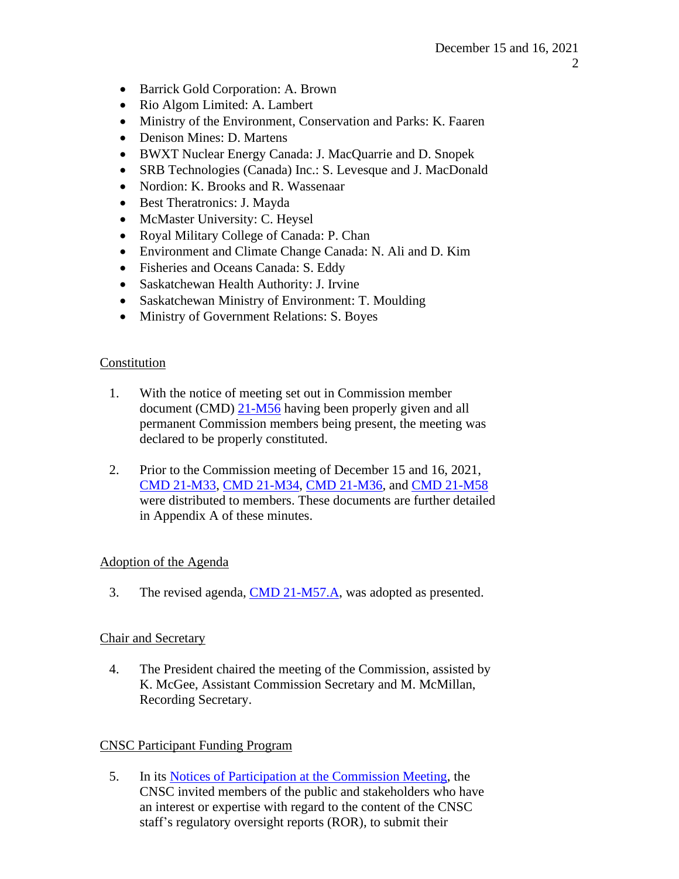- Barrick Gold Corporation: A. Brown
- Rio Algom Limited: A. Lambert
- Ministry of the Environment, Conservation and Parks: K. Faaren
- Denison Mines: D. Martens
- BWXT Nuclear Energy Canada: J. MacQuarrie and D. Snopek
- SRB Technologies (Canada) Inc.: S. Levesque and J. MacDonald
- Nordion: K. Brooks and R. Wassenaar
- Best Theratronics: J. Mayda
- McMaster University: C. Heysel
- Royal Military College of Canada: P. Chan
- Environment and Climate Change Canada: N. Ali and D. Kim
- Fisheries and Oceans Canada: S. Eddy
- Saskatchewan Health Authority: J. Irvine
- Saskatchewan Ministry of Environment: T. Moulding
- Ministry of Government Relations: S. Boyes

## Constitution

1. With the notice of meeting set out in Commission member document (CMD) 21-M56 having been properly given and all permanent Commission members being present, the meeting was declared to be properly constituted.

2. Prior to the Commission meeting of December 15 and 16, 2021, CMD 21-M33, CMD 21-M34, CMD 21-M36, and CMD 21-M58 were distributed to members. These documents are further detailed in Appendix A of these minutes.

## Adoption of the Agenda

3. The revised agenda, CMD 21-M57.A, was adopted as presented.

## Chair and Secretary

4. The President chaired the meeting of the Commission, assisted by K. McGee, Assistant Commission Secretary and M. McMillan, Recording Secretary.

## CNSC Participant Funding Program

5. In its Notices of Participation at the Commission Meeting, the CNSC invited members of the public and stakeholders who have an interest or expertise with regard to the content of the CNSC staff's regulatory oversight reports (ROR), to submit their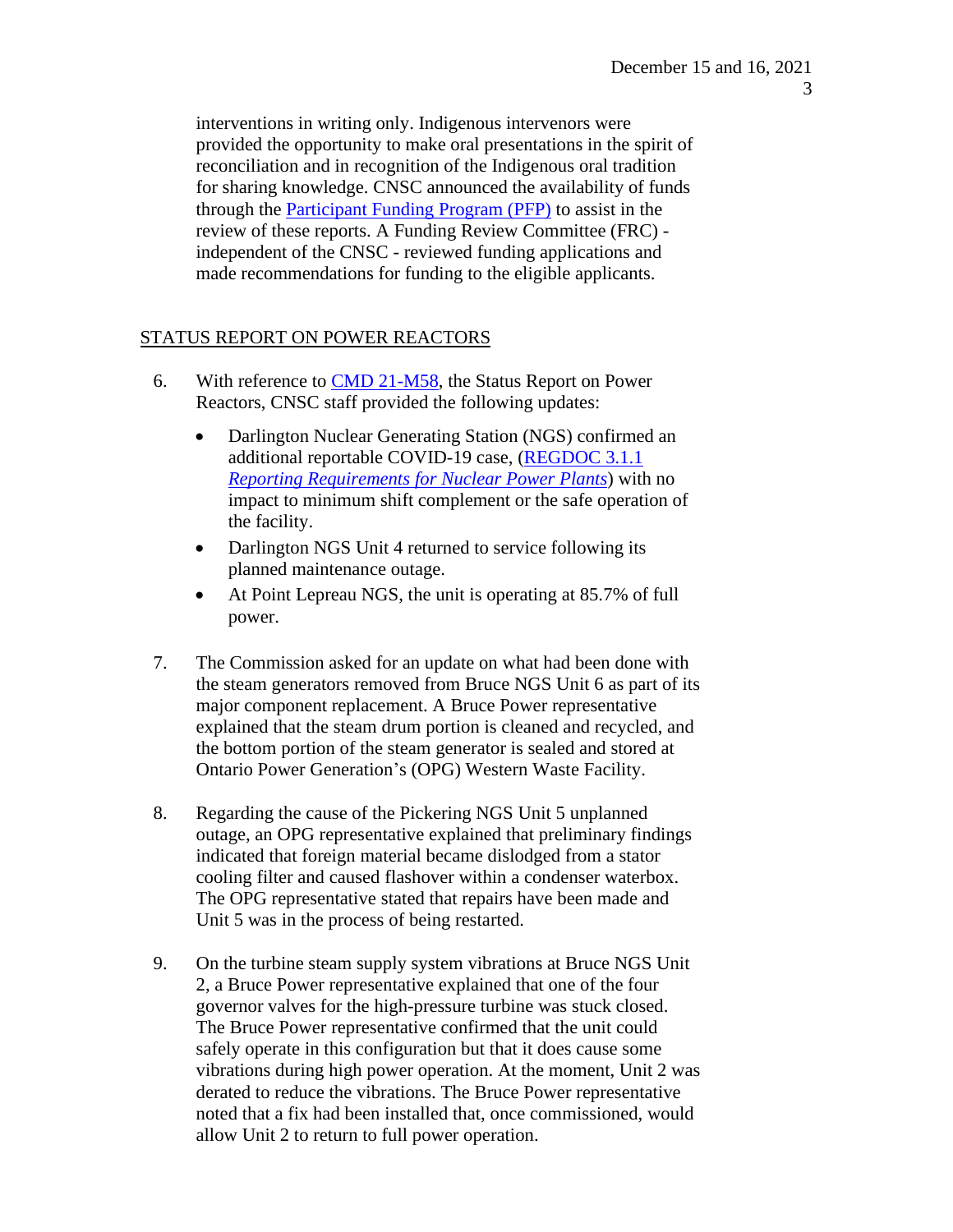interventions in writing only. Indigenous intervenors were provided the opportunity to make oral presentations in the spirit of reconciliation and in recognition of the Indigenous oral tradition for sharing knowledge. CNSC announced the availability of funds through the [Participant Funding Program (PFP)]() to assist in the review of these reports. A Funding Review Committee (FRC) - independent of the CNSC - reviewed funding applications and made recommendations for funding to the eligible applicants.

STATUS REPORT ON POWER REACTORS

6. With reference to [CMD 21-M58](), the Status Report on Power Reactors, CNSC staff provided the following updates:

   - Darlington Nuclear Generating Station (NGS) confirmed an additional reportable COVID-19 case, ([REGDOC 3.1.1 *Reporting Requirements for Nuclear Power Plants*]()) with no impact to minimum shift complement or the safe operation of the facility.
   - Darlington NGS Unit 4 returned to service following its planned maintenance outage.
   - At Point Lepreau NGS, the unit is operating at 85.7% of full power.

7. The Commission asked for an update on what had been done with the steam generators removed from Bruce NGS Unit 6 as part of its major component replacement. A Bruce Power representative explained that the steam drum portion is cleaned and recycled, and the bottom portion of the steam generator is sealed and stored at Ontario Power Generation's (OPG) Western Waste Facility.

8. Regarding the cause of the Pickering NGS Unit 5 unplanned outage, an OPG representative explained that preliminary findings indicated that foreign material became dislodged from a stator cooling filter and caused flashover within a condenser waterbox. The OPG representative stated that repairs have been made and Unit 5 was in the process of being restarted.

9. On the turbine steam supply system vibrations at Bruce NGS Unit 2, a Bruce Power representative explained that one of the four governor valves for the high-pressure turbine was stuck closed. The Bruce Power representative confirmed that the unit could safely operate in this configuration but that it does cause some vibrations during high power operation. At the moment, Unit 2 was derated to reduce the vibrations. The Bruce Power representative noted that a fix had been installed that, once commissioned, would allow Unit 2 to return to full power operation.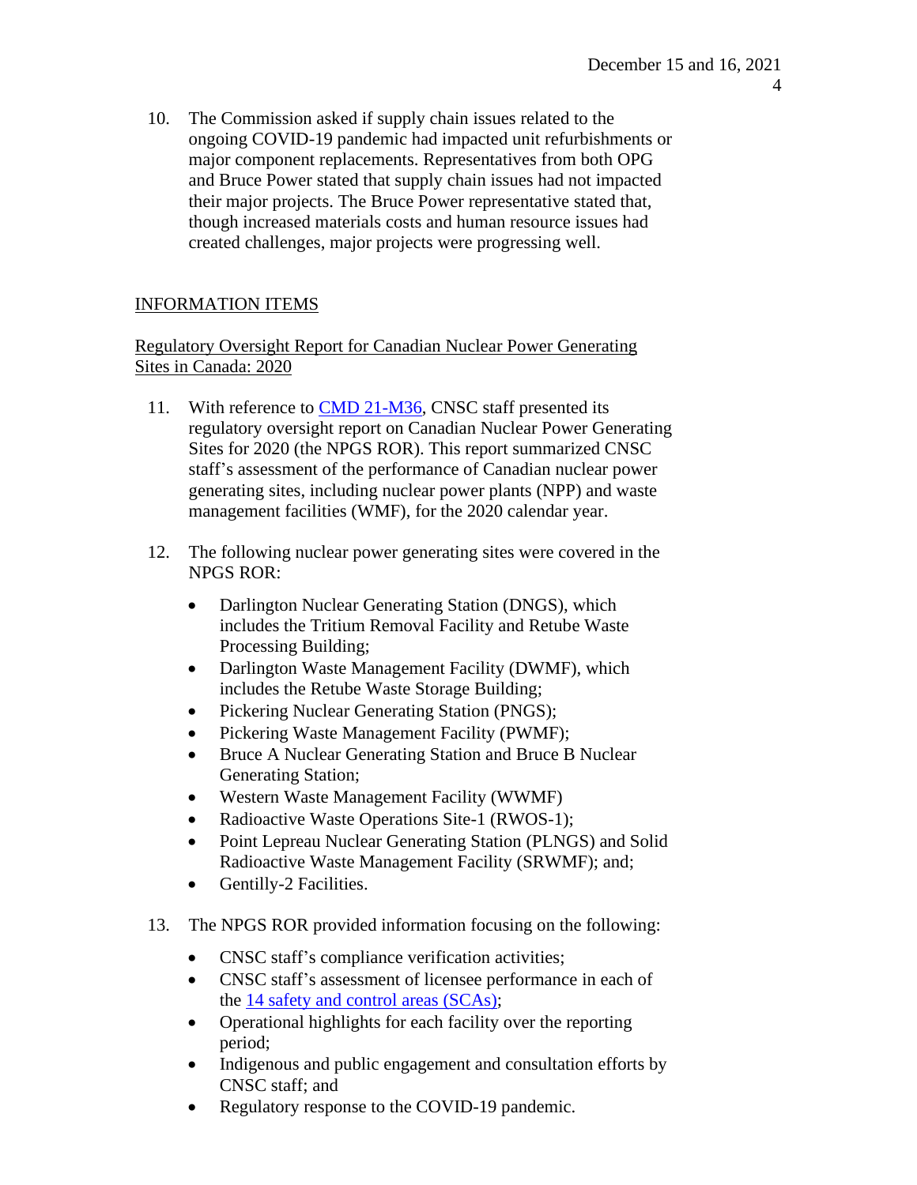10. The Commission asked if supply chain issues related to the ongoing COVID-19 pandemic had impacted unit refurbishments or major component replacements. Representatives from both OPG and Bruce Power stated that supply chain issues had not impacted their major projects. The Bruce Power representative stated that, though increased materials costs and human resource issues had created challenges, major projects were progressing well.

## INFORMATION ITEMS

### Regulatory Oversight Report for Canadian Nuclear Power Generating Sites in Canada: 2020

11. With reference to CMD 21-M36, CNSC staff presented its regulatory oversight report on Canadian Nuclear Power Generating Sites for 2020 (the NPGS ROR). This report summarized CNSC staff's assessment of the performance of Canadian nuclear power generating sites, including nuclear power plants (NPP) and waste management facilities (WMF), for the 2020 calendar year.

12. The following nuclear power generating sites were covered in the NPGS ROR:

    - Darlington Nuclear Generating Station (DNGS), which includes the Tritium Removal Facility and Retube Waste Processing Building;
    - Darlington Waste Management Facility (DWMF), which includes the Retube Waste Storage Building;
    - Pickering Nuclear Generating Station (PNGS);
    - Pickering Waste Management Facility (PWMF);
    - Bruce A Nuclear Generating Station and Bruce B Nuclear Generating Station;
    - Western Waste Management Facility (WWMF)
    - Radioactive Waste Operations Site-1 (RWOS-1);
    - Point Lepreau Nuclear Generating Station (PLNGS) and Solid Radioactive Waste Management Facility (SRWMF); and;
    - Gentilly-2 Facilities.

13. The NPGS ROR provided information focusing on the following:

    - CNSC staff's compliance verification activities;
    - CNSC staff's assessment of licensee performance in each of the 14 safety and control areas (SCAs);
    - Operational highlights for each facility over the reporting period;
    - Indigenous and public engagement and consultation efforts by CNSC staff; and
    - Regulatory response to the COVID-19 pandemic.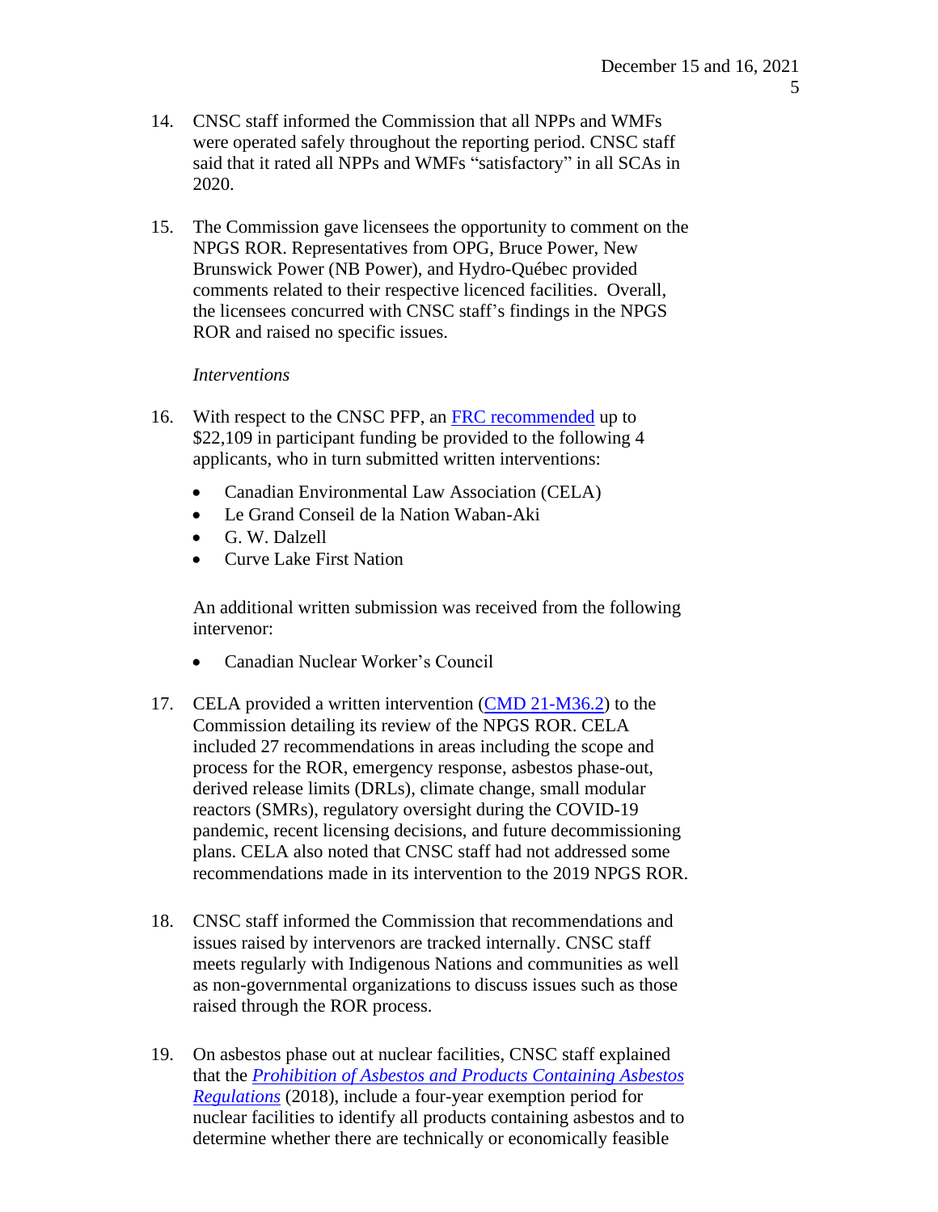14. CNSC staff informed the Commission that all NPPs and WMFs were operated safely throughout the reporting period. CNSC staff said that it rated all NPPs and WMFs "satisfactory" in all SCAs in 2020.

15. The Commission gave licensees the opportunity to comment on the NPGS ROR. Representatives from OPG, Bruce Power, New Brunswick Power (NB Power), and Hydro-Québec provided comments related to their respective licenced facilities. Overall, the licensees concurred with CNSC staff's findings in the NPGS ROR and raised no specific issues.

*Interventions*

16. With respect to the CNSC PFP, an FRC recommended up to $22,109 in participant funding be provided to the following 4 applicants, who in turn submitted written interventions:

    - Canadian Environmental Law Association (CELA)
    - Le Grand Conseil de la Nation Waban-Aki
    - G. W. Dalzell
    - Curve Lake First Nation

    An additional written submission was received from the following intervenor:

    - Canadian Nuclear Worker's Council

17. CELA provided a written intervention (CMD 21-M36.2) to the Commission detailing its review of the NPGS ROR. CELA included 27 recommendations in areas including the scope and process for the ROR, emergency response, asbestos phase-out, derived release limits (DRLs), climate change, small modular reactors (SMRs), regulatory oversight during the COVID-19 pandemic, recent licensing decisions, and future decommissioning plans. CELA also noted that CNSC staff had not addressed some recommendations made in its intervention to the 2019 NPGS ROR.

18. CNSC staff informed the Commission that recommendations and issues raised by intervenors are tracked internally. CNSC staff meets regularly with Indigenous Nations and communities as well as non-governmental organizations to discuss issues such as those raised through the ROR process.

19. On asbestos phase out at nuclear facilities, CNSC staff explained that the *Prohibition of Asbestos and Products Containing Asbestos Regulations* (2018), include a four-year exemption period for nuclear facilities to identify all products containing asbestos and to determine whether there are technically or economically feasible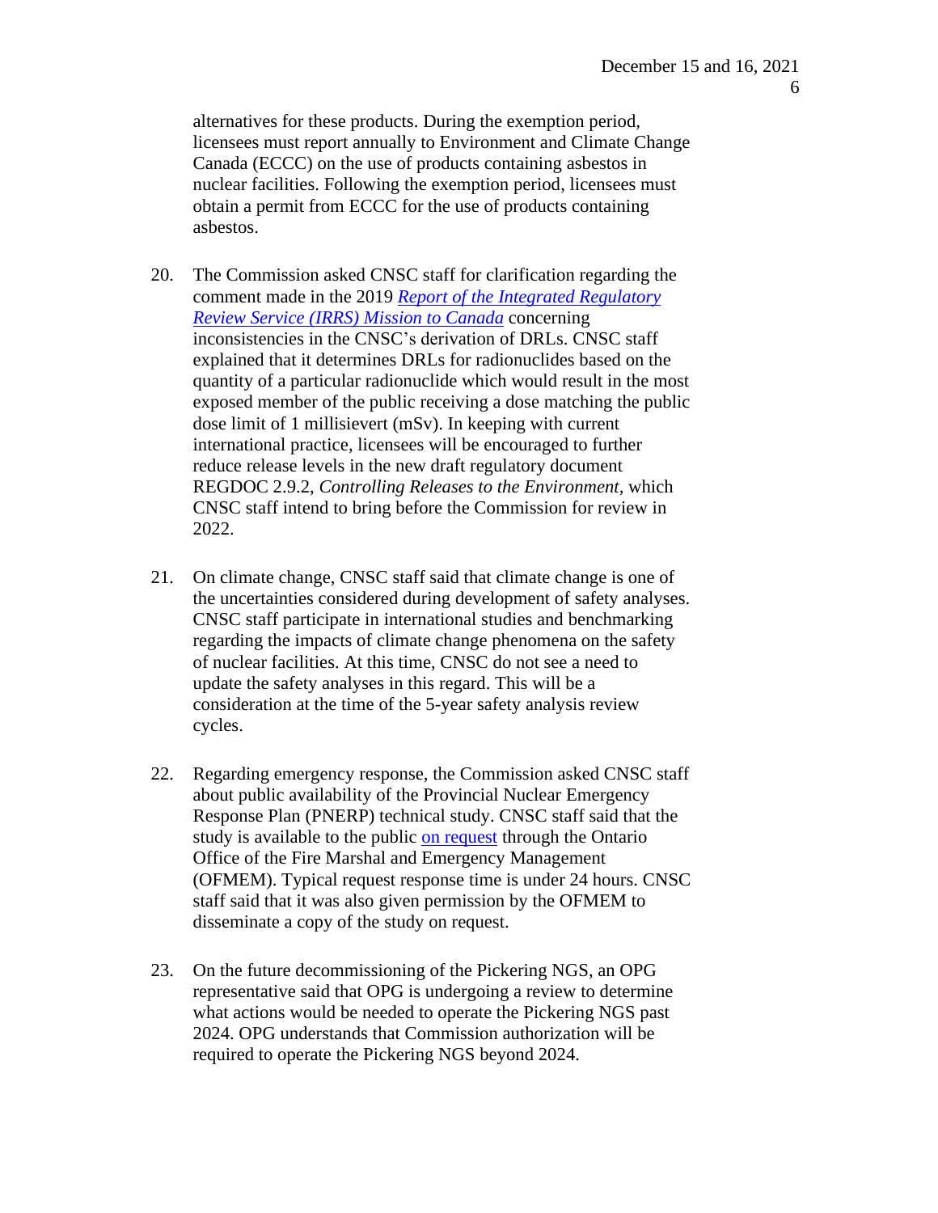alternatives for these products. During the exemption period, licensees must report annually to Environment and Climate Change Canada (ECCC) on the use of products containing asbestos in nuclear facilities. Following the exemption period, licensees must obtain a permit from ECCC for the use of products containing asbestos.

20. The Commission asked CNSC staff for clarification regarding the comment made in the 2019 *Report of the Integrated Regulatory Review Service (IRRS) Mission to Canada* concerning inconsistencies in the CNSC's derivation of DRLs. CNSC staff explained that it determines DRLs for radionuclides based on the quantity of a particular radionuclide which would result in the most exposed member of the public receiving a dose matching the public dose limit of 1 millisievert (mSv). In keeping with current international practice, licensees will be encouraged to further reduce release levels in the new draft regulatory document REGDOC 2.9.2, *Controlling Releases to the Environment*, which CNSC staff intend to bring before the Commission for review in 2022.

21. On climate change, CNSC staff said that climate change is one of the uncertainties considered during development of safety analyses. CNSC staff participate in international studies and benchmarking regarding the impacts of climate change phenomena on the safety of nuclear facilities. At this time, CNSC do not see a need to update the safety analyses in this regard. This will be a consideration at the time of the 5-year safety analysis review cycles.

22. Regarding emergency response, the Commission asked CNSC staff about public availability of the Provincial Nuclear Emergency Response Plan (PNERP) technical study. CNSC staff said that the study is available to the public on request through the Ontario Office of the Fire Marshal and Emergency Management (OFMEM). Typical request response time is under 24 hours. CNSC staff said that it was also given permission by the OFMEM to disseminate a copy of the study on request.

23. On the future decommissioning of the Pickering NGS, an OPG representative said that OPG is undergoing a review to determine what actions would be needed to operate the Pickering NGS past 2024. OPG understands that Commission authorization will be required to operate the Pickering NGS beyond 2024.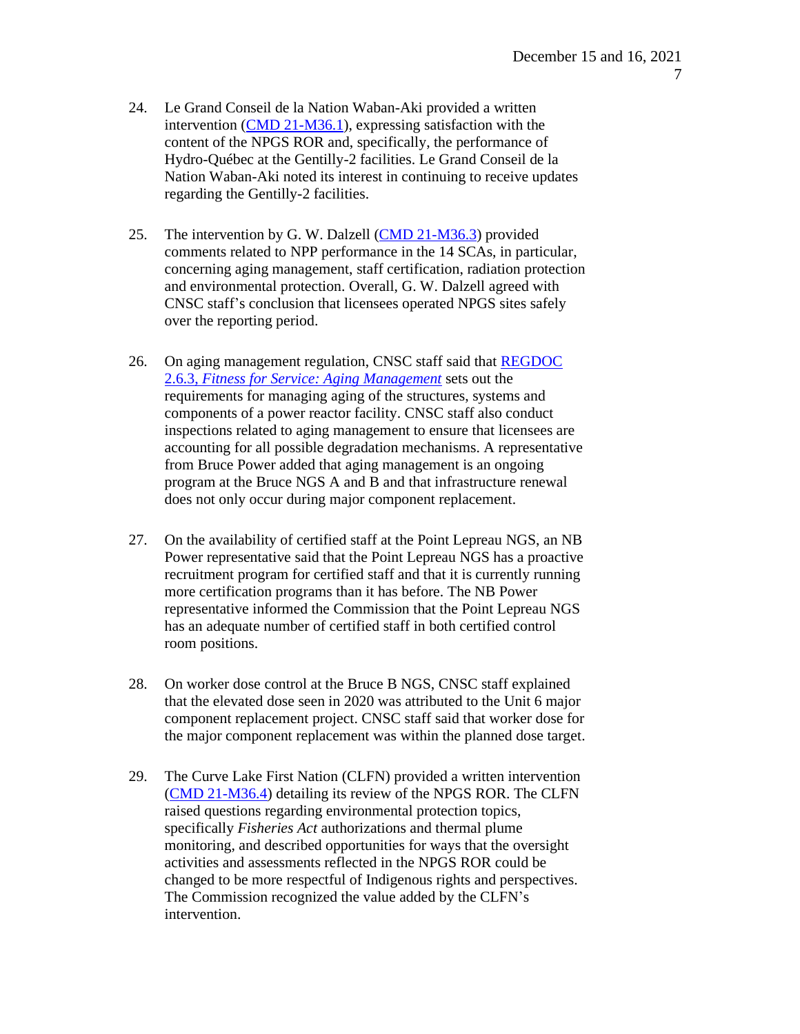24. Le Grand Conseil de la Nation Waban-Aki provided a written intervention (CMD 21-M36.1), expressing satisfaction with the content of the NPGS ROR and, specifically, the performance of Hydro-Québec at the Gentilly-2 facilities. Le Grand Conseil de la Nation Waban-Aki noted its interest in continuing to receive updates regarding the Gentilly-2 facilities.

25. The intervention by G. W. Dalzell (CMD 21-M36.3) provided comments related to NPP performance in the 14 SCAs, in particular, concerning aging management, staff certification, radiation protection and environmental protection. Overall, G. W. Dalzell agreed with CNSC staff's conclusion that licensees operated NPGS sites safely over the reporting period.

26. On aging management regulation, CNSC staff said that REGDOC 2.6.3, *Fitness for Service: Aging Management* sets out the requirements for managing aging of the structures, systems and components of a power reactor facility. CNSC staff also conduct inspections related to aging management to ensure that licensees are accounting for all possible degradation mechanisms. A representative from Bruce Power added that aging management is an ongoing program at the Bruce NGS A and B and that infrastructure renewal does not only occur during major component replacement.

27. On the availability of certified staff at the Point Lepreau NGS, an NB Power representative said that the Point Lepreau NGS has a proactive recruitment program for certified staff and that it is currently running more certification programs than it has before. The NB Power representative informed the Commission that the Point Lepreau NGS has an adequate number of certified staff in both certified control room positions.

28. On worker dose control at the Bruce B NGS, CNSC staff explained that the elevated dose seen in 2020 was attributed to the Unit 6 major component replacement project. CNSC staff said that worker dose for the major component replacement was within the planned dose target.

29. The Curve Lake First Nation (CLFN) provided a written intervention (CMD 21-M36.4) detailing its review of the NPGS ROR. The CLFN raised questions regarding environmental protection topics, specifically *Fisheries Act* authorizations and thermal plume monitoring, and described opportunities for ways that the oversight activities and assessments reflected in the NPGS ROR could be changed to be more respectful of Indigenous rights and perspectives. The Commission recognized the value added by the CLFN's intervention.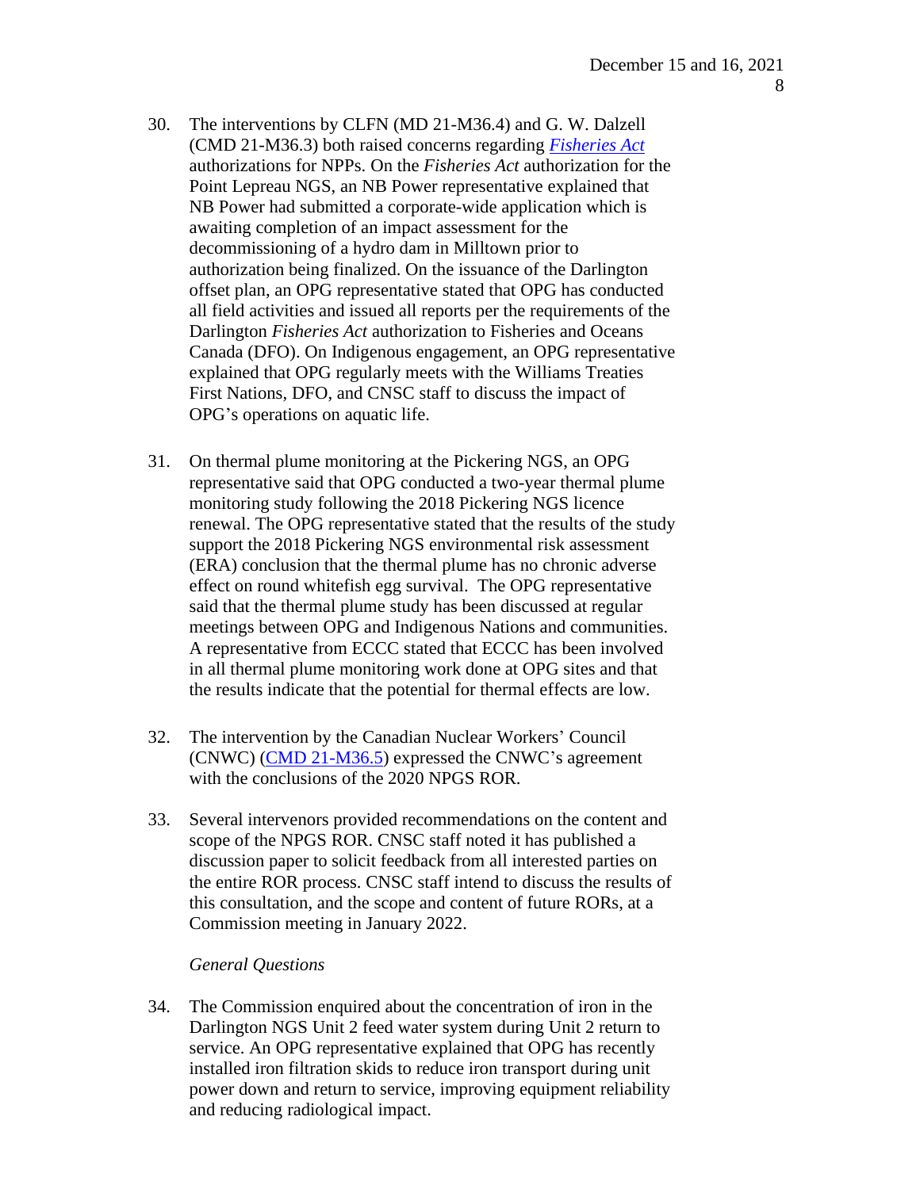30. The interventions by CLFN (MD 21-M36.4) and G. W. Dalzell (CMD 21-M36.3) both raised concerns regarding *Fisheries Act* authorizations for NPPs. On the *Fisheries Act* authorization for the Point Lepreau NGS, an NB Power representative explained that NB Power had submitted a corporate-wide application which is awaiting completion of an impact assessment for the decommissioning of a hydro dam in Milltown prior to authorization being finalized. On the issuance of the Darlington offset plan, an OPG representative stated that OPG has conducted all field activities and issued all reports per the requirements of the Darlington *Fisheries Act* authorization to Fisheries and Oceans Canada (DFO). On Indigenous engagement, an OPG representative explained that OPG regularly meets with the Williams Treaties First Nations, DFO, and CNSC staff to discuss the impact of OPG's operations on aquatic life.

31. On thermal plume monitoring at the Pickering NGS, an OPG representative said that OPG conducted a two-year thermal plume monitoring study following the 2018 Pickering NGS licence renewal. The OPG representative stated that the results of the study support the 2018 Pickering NGS environmental risk assessment (ERA) conclusion that the thermal plume has no chronic adverse effect on round whitefish egg survival. The OPG representative said that the thermal plume study has been discussed at regular meetings between OPG and Indigenous Nations and communities. A representative from ECCC stated that ECCC has been involved in all thermal plume monitoring work done at OPG sites and that the results indicate that the potential for thermal effects are low.

32. The intervention by the Canadian Nuclear Workers' Council (CNWC) (CMD 21-M36.5) expressed the CNWC's agreement with the conclusions of the 2020 NPGS ROR.

33. Several intervenors provided recommendations on the content and scope of the NPGS ROR. CNSC staff noted it has published a discussion paper to solicit feedback from all interested parties on the entire ROR process. CNSC staff intend to discuss the results of this consultation, and the scope and content of future RORs, at a Commission meeting in January 2022.

*General Questions*

34. The Commission enquired about the concentration of iron in the Darlington NGS Unit 2 feed water system during Unit 2 return to service. An OPG representative explained that OPG has recently installed iron filtration skids to reduce iron transport during unit power down and return to service, improving equipment reliability and reducing radiological impact.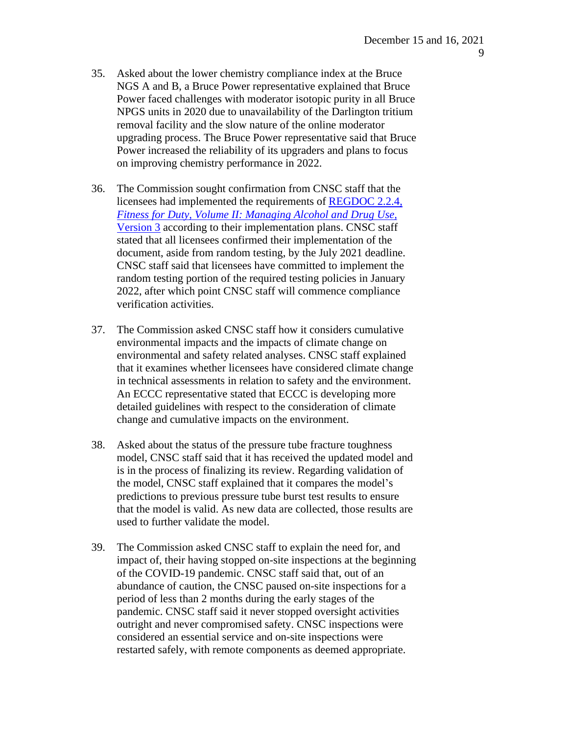35. Asked about the lower chemistry compliance index at the Bruce NGS A and B, a Bruce Power representative explained that Bruce Power faced challenges with moderator isotopic purity in all Bruce NPGS units in 2020 due to unavailability of the Darlington tritium removal facility and the slow nature of the online moderator upgrading process. The Bruce Power representative said that Bruce Power increased the reliability of its upgraders and plans to focus on improving chemistry performance in 2022.

36. The Commission sought confirmation from CNSC staff that the licensees had implemented the requirements of [REGDOC 2.2.4, *Fitness for Duty, Volume II: Managing Alcohol and Drug Use*, Version 3] according to their implementation plans. CNSC staff stated that all licensees confirmed their implementation of the document, aside from random testing, by the July 2021 deadline. CNSC staff said that licensees have committed to implement the random testing portion of the required testing policies in January 2022, after which point CNSC staff will commence compliance verification activities.

37. The Commission asked CNSC staff how it considers cumulative environmental impacts and the impacts of climate change on environmental and safety related analyses. CNSC staff explained that it examines whether licensees have considered climate change in technical assessments in relation to safety and the environment. An ECCC representative stated that ECCC is developing more detailed guidelines with respect to the consideration of climate change and cumulative impacts on the environment.

38. Asked about the status of the pressure tube fracture toughness model, CNSC staff said that it has received the updated model and is in the process of finalizing its review. Regarding validation of the model, CNSC staff explained that it compares the model's predictions to previous pressure tube burst test results to ensure that the model is valid. As new data are collected, those results are used to further validate the model.

39. The Commission asked CNSC staff to explain the need for, and impact of, their having stopped on-site inspections at the beginning of the COVID-19 pandemic. CNSC staff said that, out of an abundance of caution, the CNSC paused on-site inspections for a period of less than 2 months during the early stages of the pandemic. CNSC staff said it never stopped oversight activities outright and never compromised safety. CNSC inspections were considered an essential service and on-site inspections were restarted safely, with remote components as deemed appropriate.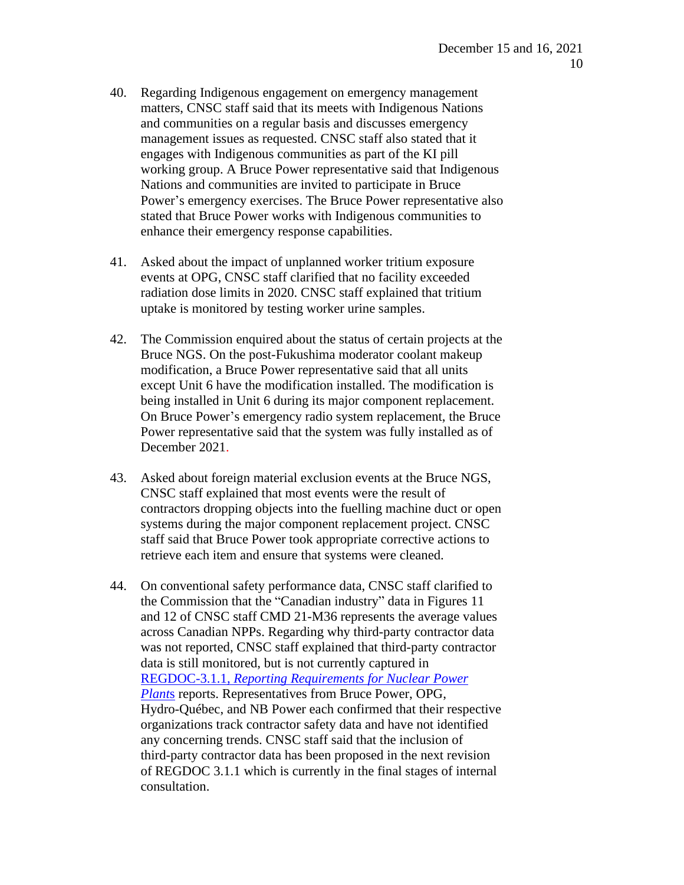40. Regarding Indigenous engagement on emergency management matters, CNSC staff said that its meets with Indigenous Nations and communities on a regular basis and discusses emergency management issues as requested. CNSC staff also stated that it engages with Indigenous communities as part of the KI pill working group. A Bruce Power representative said that Indigenous Nations and communities are invited to participate in Bruce Power's emergency exercises. The Bruce Power representative also stated that Bruce Power works with Indigenous communities to enhance their emergency response capabilities.

41. Asked about the impact of unplanned worker tritium exposure events at OPG, CNSC staff clarified that no facility exceeded radiation dose limits in 2020. CNSC staff explained that tritium uptake is monitored by testing worker urine samples.

42. The Commission enquired about the status of certain projects at the Bruce NGS. On the post-Fukushima moderator coolant makeup modification, a Bruce Power representative said that all units except Unit 6 have the modification installed. The modification is being installed in Unit 6 during its major component replacement. On Bruce Power's emergency radio system replacement, the Bruce Power representative said that the system was fully installed as of December 2021.

43. Asked about foreign material exclusion events at the Bruce NGS, CNSC staff explained that most events were the result of contractors dropping objects into the fuelling machine duct or open systems during the major component replacement project. CNSC staff said that Bruce Power took appropriate corrective actions to retrieve each item and ensure that systems were cleaned.

44. On conventional safety performance data, CNSC staff clarified to the Commission that the "Canadian industry" data in Figures 11 and 12 of CNSC staff CMD 21-M36 represents the average values across Canadian NPPs. Regarding why third-party contractor data was not reported, CNSC staff explained that third-party contractor data is still monitored, but is not currently captured in REGDOC-3.1.1, *Reporting Requirements for Nuclear Power Plants* reports. Representatives from Bruce Power, OPG, Hydro-Québec, and NB Power each confirmed that their respective organizations track contractor safety data and have not identified any concerning trends. CNSC staff said that the inclusion of third-party contractor data has been proposed in the next revision of REGDOC 3.1.1 which is currently in the final stages of internal consultation.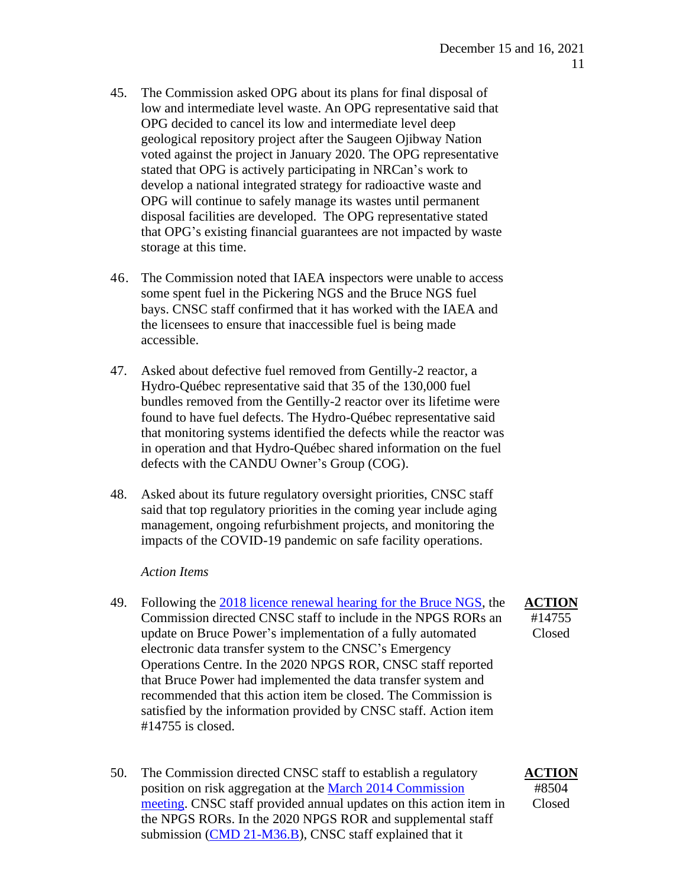45. The Commission asked OPG about its plans for final disposal of low and intermediate level waste. An OPG representative said that OPG decided to cancel its low and intermediate level deep geological repository project after the Saugeen Ojibway Nation voted against the project in January 2020. The OPG representative stated that OPG is actively participating in NRCan's work to develop a national integrated strategy for radioactive waste and OPG will continue to safely manage its wastes until permanent disposal facilities are developed. The OPG representative stated that OPG's existing financial guarantees are not impacted by waste storage at this time.

46. The Commission noted that IAEA inspectors were unable to access some spent fuel in the Pickering NGS and the Bruce NGS fuel bays. CNSC staff confirmed that it has worked with the IAEA and the licensees to ensure that inaccessible fuel is being made accessible.

47. Asked about defective fuel removed from Gentilly-2 reactor, a Hydro-Québec representative said that 35 of the 130,000 fuel bundles removed from the Gentilly-2 reactor over its lifetime were found to have fuel defects. The Hydro-Québec representative said that monitoring systems identified the defects while the reactor was in operation and that Hydro-Québec shared information on the fuel defects with the CANDU Owner's Group (COG).

48. Asked about its future regulatory oversight priorities, CNSC staff said that top regulatory priorities in the coming year include aging management, ongoing refurbishment projects, and monitoring the impacts of the COVID-19 pandemic on safe facility operations.

*Action Items*

49. Following the 2018 licence renewal hearing for the Bruce NGS, the Commission directed CNSC staff to include in the NPGS RORs an update on Bruce Power's implementation of a fully automated electronic data transfer system to the CNSC's Emergency Operations Centre. In the 2020 NPGS ROR, CNSC staff reported that Bruce Power had implemented the data transfer system and recommended that this action item be closed. The Commission is satisfied by the information provided by CNSC staff. Action item #14755 is closed.

**ACTION**
#14755
Closed

50. The Commission directed CNSC staff to establish a regulatory position on risk aggregation at the March 2014 Commission meeting. CNSC staff provided annual updates on this action item in the NPGS RORs. In the 2020 NPGS ROR and supplemental staff submission (CMD 21-M36.B), CNSC staff explained that it

**ACTION**
#8504
Closed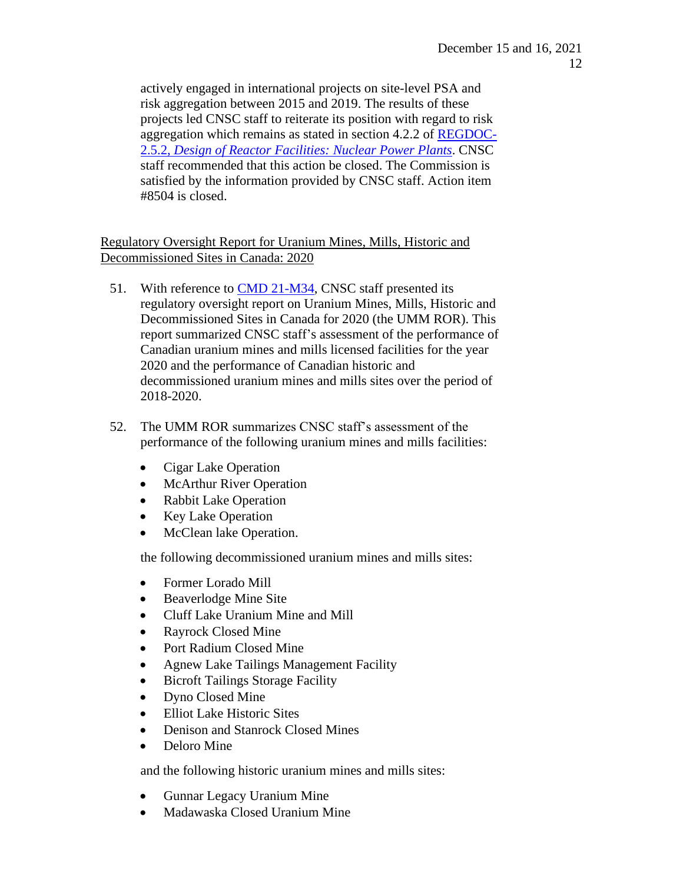actively engaged in international projects on site-level PSA and risk aggregation between 2015 and 2019. The results of these projects led CNSC staff to reiterate its position with regard to risk aggregation which remains as stated in section 4.2.2 of [REGDOC-2.5.2, *Design of Reactor Facilities: Nuclear Power Plants*](). CNSC staff recommended that this action be closed. The Commission is satisfied by the information provided by CNSC staff. Action item #8504 is closed.

Regulatory Oversight Report for Uranium Mines, Mills, Historic and Decommissioned Sites in Canada: 2020

51. With reference to [CMD 21-M34](), CNSC staff presented its regulatory oversight report on Uranium Mines, Mills, Historic and Decommissioned Sites in Canada for 2020 (the UMM ROR). This report summarized CNSC staff's assessment of the performance of Canadian uranium mines and mills licensed facilities for the year 2020 and the performance of Canadian historic and decommissioned uranium mines and mills sites over the period of 2018-2020.

52. The UMM ROR summarizes CNSC staff's assessment of the performance of the following uranium mines and mills facilities:

    - Cigar Lake Operation
    - McArthur River Operation
    - Rabbit Lake Operation
    - Key Lake Operation
    - McClean lake Operation.

    the following decommissioned uranium mines and mills sites:

    - Former Lorado Mill
    - Beaverlodge Mine Site
    - Cluff Lake Uranium Mine and Mill
    - Rayrock Closed Mine
    - Port Radium Closed Mine
    - Agnew Lake Tailings Management Facility
    - Bicroft Tailings Storage Facility
    - Dyno Closed Mine
    - Elliot Lake Historic Sites
    - Denison and Stanrock Closed Mines
    - Deloro Mine

    and the following historic uranium mines and mills sites:

    - Gunnar Legacy Uranium Mine
    - Madawaska Closed Uranium Mine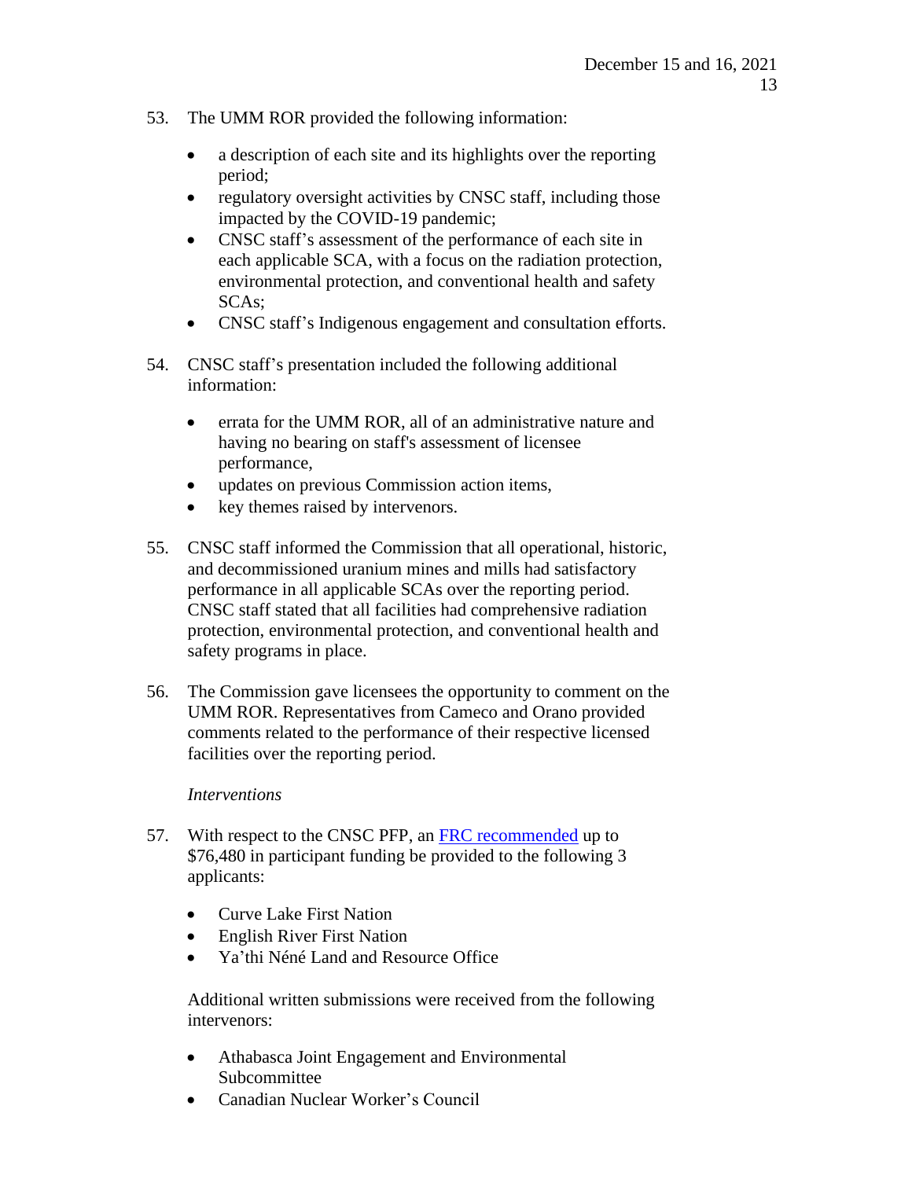53. The UMM ROR provided the following information:

    - a description of each site and its highlights over the reporting period;
    - regulatory oversight activities by CNSC staff, including those impacted by the COVID-19 pandemic;
    - CNSC staff's assessment of the performance of each site in each applicable SCA, with a focus on the radiation protection, environmental protection, and conventional health and safety SCAs;
    - CNSC staff's Indigenous engagement and consultation efforts.

54. CNSC staff's presentation included the following additional information:

    - errata for the UMM ROR, all of an administrative nature and having no bearing on staff's assessment of licensee performance,
    - updates on previous Commission action items,
    - key themes raised by intervenors.

55. CNSC staff informed the Commission that all operational, historic, and decommissioned uranium mines and mills had satisfactory performance in all applicable SCAs over the reporting period. CNSC staff stated that all facilities had comprehensive radiation protection, environmental protection, and conventional health and safety programs in place.

56. The Commission gave licensees the opportunity to comment on the UMM ROR. Representatives from Cameco and Orano provided comments related to the performance of their respective licensed facilities over the reporting period.

*Interventions*

57. With respect to the CNSC PFP, an FRC recommended up to $76,480 in participant funding be provided to the following 3 applicants:

    - Curve Lake First Nation
    - English River First Nation
    - Ya'thi Néné Land and Resource Office

    Additional written submissions were received from the following intervenors:

    - Athabasca Joint Engagement and Environmental Subcommittee
    - Canadian Nuclear Worker's Council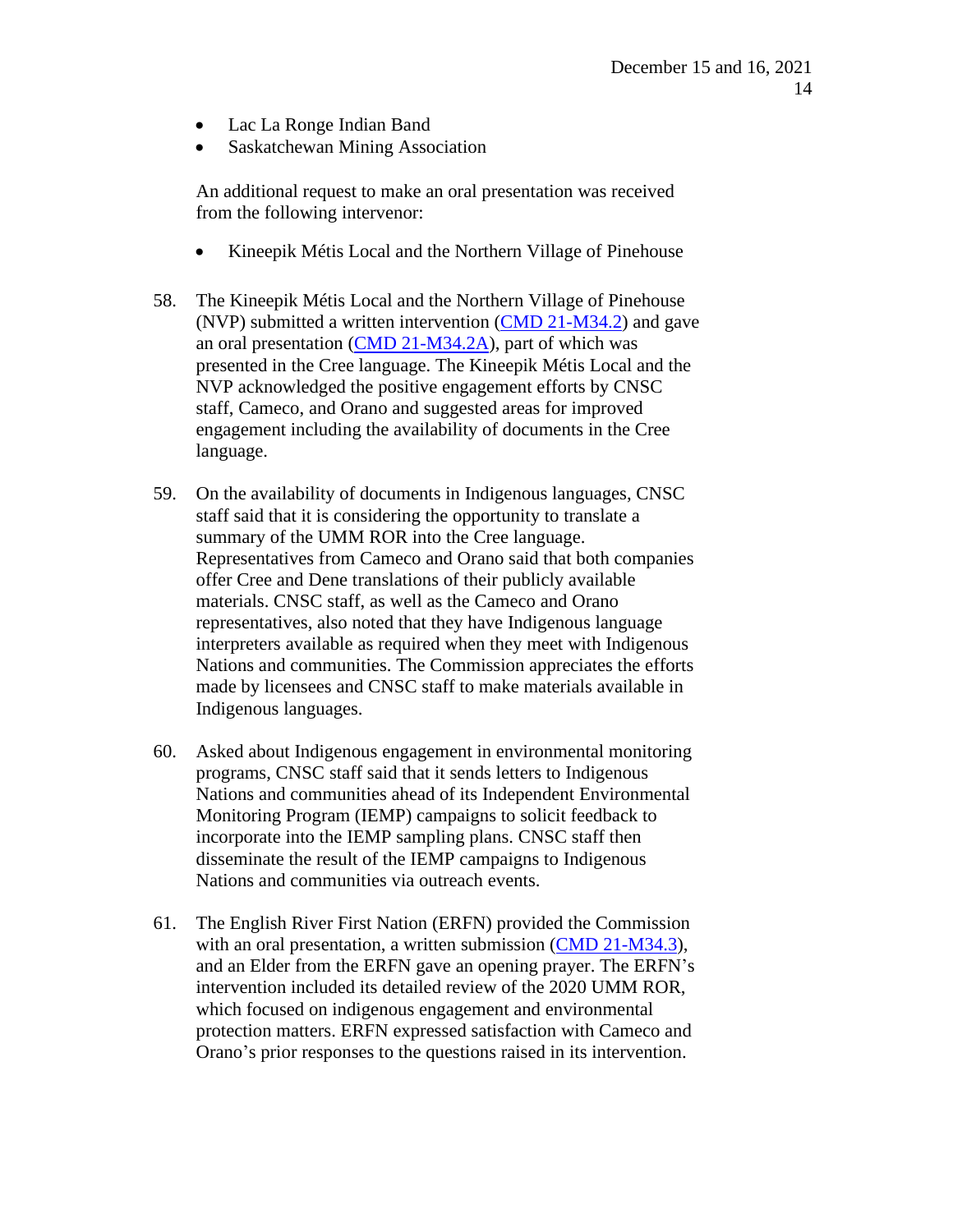- Lac La Ronge Indian Band
- Saskatchewan Mining Association

An additional request to make an oral presentation was received from the following intervenor:

- Kineepik Métis Local and the Northern Village of Pinehouse

58. The Kineepik Métis Local and the Northern Village of Pinehouse (NVP) submitted a written intervention (CMD 21-M34.2) and gave an oral presentation (CMD 21-M34.2A), part of which was presented in the Cree language. The Kineepik Métis Local and the NVP acknowledged the positive engagement efforts by CNSC staff, Cameco, and Orano and suggested areas for improved engagement including the availability of documents in the Cree language.

59. On the availability of documents in Indigenous languages, CNSC staff said that it is considering the opportunity to translate a summary of the UMM ROR into the Cree language. Representatives from Cameco and Orano said that both companies offer Cree and Dene translations of their publicly available materials. CNSC staff, as well as the Cameco and Orano representatives, also noted that they have Indigenous language interpreters available as required when they meet with Indigenous Nations and communities. The Commission appreciates the efforts made by licensees and CNSC staff to make materials available in Indigenous languages.

60. Asked about Indigenous engagement in environmental monitoring programs, CNSC staff said that it sends letters to Indigenous Nations and communities ahead of its Independent Environmental Monitoring Program (IEMP) campaigns to solicit feedback to incorporate into the IEMP sampling plans. CNSC staff then disseminate the result of the IEMP campaigns to Indigenous Nations and communities via outreach events.

61. The English River First Nation (ERFN) provided the Commission with an oral presentation, a written submission (CMD 21-M34.3), and an Elder from the ERFN gave an opening prayer. The ERFN's intervention included its detailed review of the 2020 UMM ROR, which focused on indigenous engagement and environmental protection matters. ERFN expressed satisfaction with Cameco and Orano's prior responses to the questions raised in its intervention.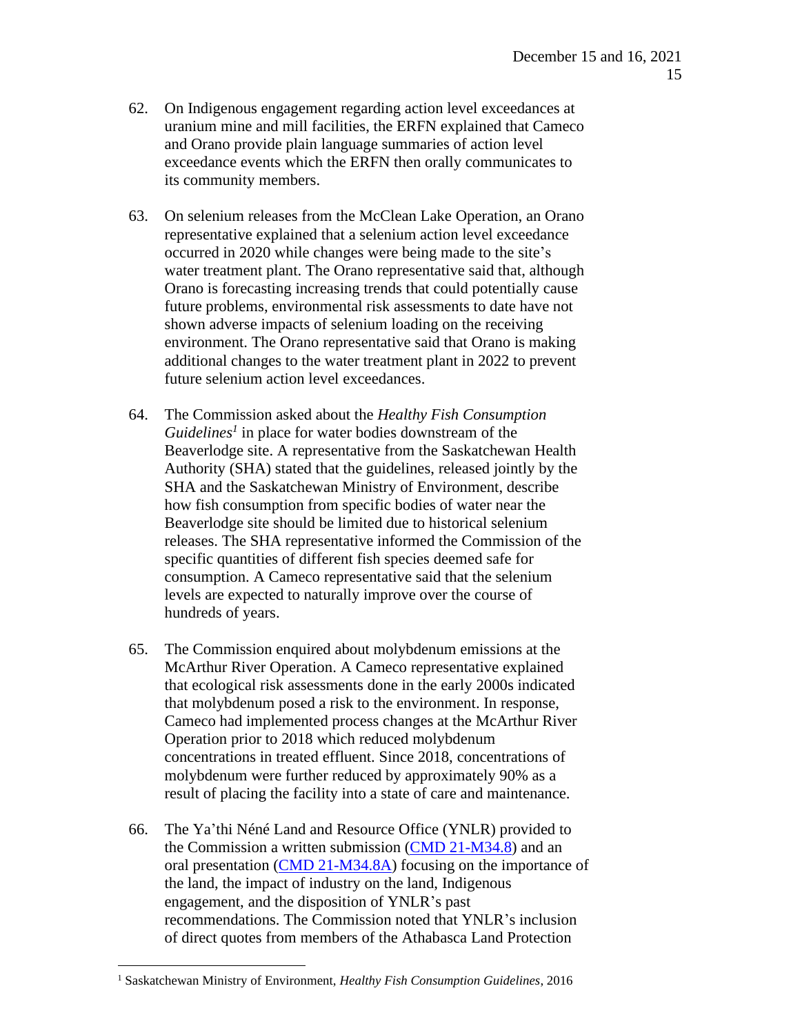62. On Indigenous engagement regarding action level exceedances at uranium mine and mill facilities, the ERFN explained that Cameco and Orano provide plain language summaries of action level exceedance events which the ERFN then orally communicates to its community members.

63. On selenium releases from the McClean Lake Operation, an Orano representative explained that a selenium action level exceedance occurred in 2020 while changes were being made to the site's water treatment plant. The Orano representative said that, although Orano is forecasting increasing trends that could potentially cause future problems, environmental risk assessments to date have not shown adverse impacts of selenium loading on the receiving environment. The Orano representative said that Orano is making additional changes to the water treatment plant in 2022 to prevent future selenium action level exceedances.

64. The Commission asked about the *Healthy Fish Consumption Guidelines*[1] in place for water bodies downstream of the Beaverlodge site. A representative from the Saskatchewan Health Authority (SHA) stated that the guidelines, released jointly by the SHA and the Saskatchewan Ministry of Environment, describe how fish consumption from specific bodies of water near the Beaverlodge site should be limited due to historical selenium releases. The SHA representative informed the Commission of the specific quantities of different fish species deemed safe for consumption. A Cameco representative said that the selenium levels are expected to naturally improve over the course of hundreds of years.

65. The Commission enquired about molybdenum emissions at the McArthur River Operation. A Cameco representative explained that ecological risk assessments done in the early 2000s indicated that molybdenum posed a risk to the environment. In response, Cameco had implemented process changes at the McArthur River Operation prior to 2018 which reduced molybdenum concentrations in treated effluent. Since 2018, concentrations of molybdenum were further reduced by approximately 90% as a result of placing the facility into a state of care and maintenance.

66. The Ya'thi Néné Land and Resource Office (YNLR) provided to the Commission a written submission (CMD 21-M34.8) and an oral presentation (CMD 21-M34.8A) focusing on the importance of the land, the impact of industry on the land, Indigenous engagement, and the disposition of YNLR's past recommendations. The Commission noted that YNLR's inclusion of direct quotes from members of the Athabasca Land Protection

---

[1] Saskatchewan Ministry of Environment, *Healthy Fish Consumption Guidelines*, 2016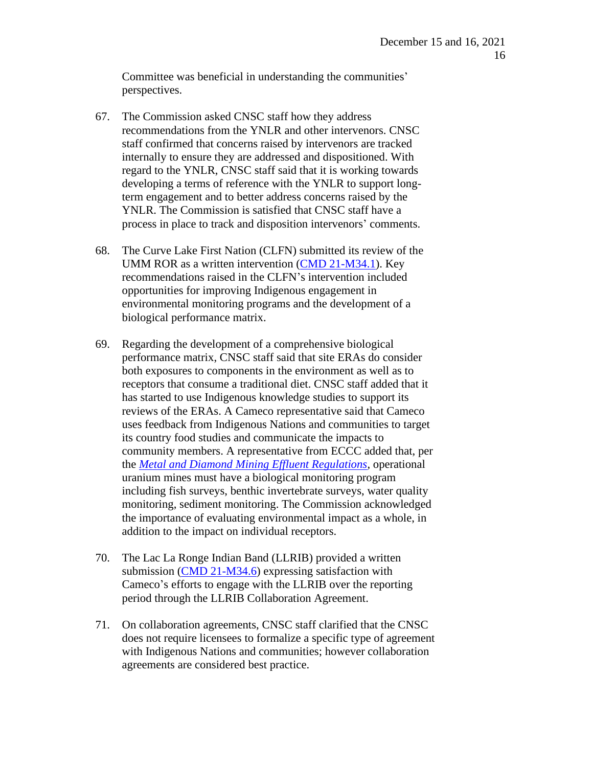Committee was beneficial in understanding the communities' perspectives.

67. The Commission asked CNSC staff how they address recommendations from the YNLR and other intervenors. CNSC staff confirmed that concerns raised by intervenors are tracked internally to ensure they are addressed and dispositioned. With regard to the YNLR, CNSC staff said that it is working towards developing a terms of reference with the YNLR to support long-term engagement and to better address concerns raised by the YNLR. The Commission is satisfied that CNSC staff have a process in place to track and disposition intervenors' comments.

68. The Curve Lake First Nation (CLFN) submitted its review of the UMM ROR as a written intervention (CMD 21-M34.1). Key recommendations raised in the CLFN's intervention included opportunities for improving Indigenous engagement in environmental monitoring programs and the development of a biological performance matrix.

69. Regarding the development of a comprehensive biological performance matrix, CNSC staff said that site ERAs do consider both exposures to components in the environment as well as to receptors that consume a traditional diet. CNSC staff added that it has started to use Indigenous knowledge studies to support its reviews of the ERAs. A Cameco representative said that Cameco uses feedback from Indigenous Nations and communities to target its country food studies and communicate the impacts to community members. A representative from ECCC added that, per the *Metal and Diamond Mining Effluent Regulations*, operational uranium mines must have a biological monitoring program including fish surveys, benthic invertebrate surveys, water quality monitoring, sediment monitoring. The Commission acknowledged the importance of evaluating environmental impact as a whole, in addition to the impact on individual receptors.

70. The Lac La Ronge Indian Band (LLRIB) provided a written submission (CMD 21-M34.6) expressing satisfaction with Cameco's efforts to engage with the LLRIB over the reporting period through the LLRIB Collaboration Agreement.

71. On collaboration agreements, CNSC staff clarified that the CNSC does not require licensees to formalize a specific type of agreement with Indigenous Nations and communities; however collaboration agreements are considered best practice.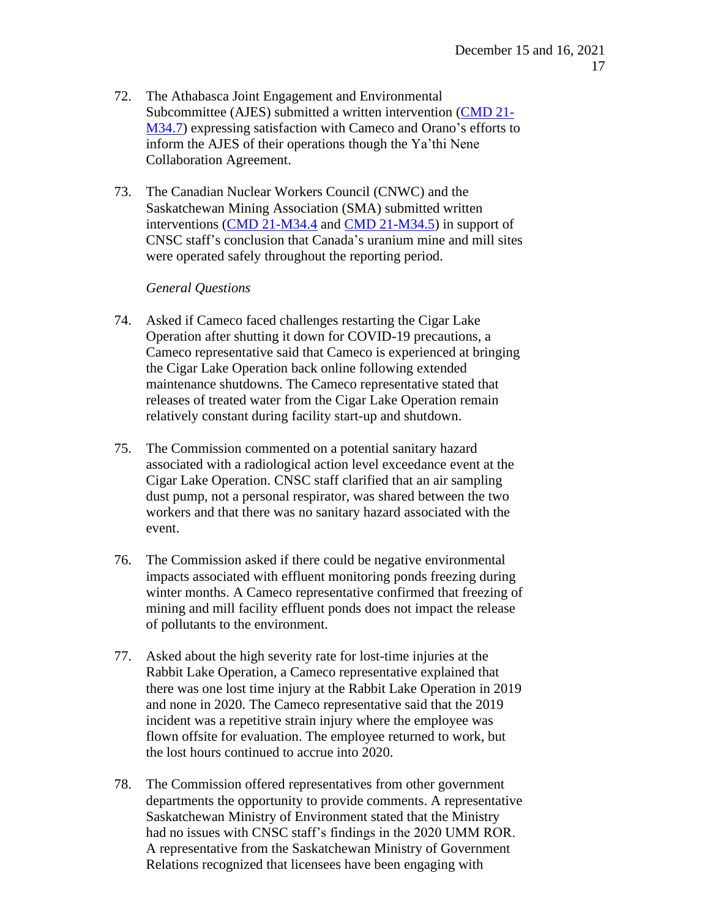72. The Athabasca Joint Engagement and Environmental Subcommittee (AJES) submitted a written intervention (CMD 21-M34.7) expressing satisfaction with Cameco and Orano's efforts to inform the AJES of their operations though the Ya'thi Nene Collaboration Agreement.

73. The Canadian Nuclear Workers Council (CNWC) and the Saskatchewan Mining Association (SMA) submitted written interventions (CMD 21-M34.4 and CMD 21-M34.5) in support of CNSC staff's conclusion that Canada's uranium mine and mill sites were operated safely throughout the reporting period.

*General Questions*

74. Asked if Cameco faced challenges restarting the Cigar Lake Operation after shutting it down for COVID-19 precautions, a Cameco representative said that Cameco is experienced at bringing the Cigar Lake Operation back online following extended maintenance shutdowns. The Cameco representative stated that releases of treated water from the Cigar Lake Operation remain relatively constant during facility start-up and shutdown.

75. The Commission commented on a potential sanitary hazard associated with a radiological action level exceedance event at the Cigar Lake Operation. CNSC staff clarified that an air sampling dust pump, not a personal respirator, was shared between the two workers and that there was no sanitary hazard associated with the event.

76. The Commission asked if there could be negative environmental impacts associated with effluent monitoring ponds freezing during winter months. A Cameco representative confirmed that freezing of mining and mill facility effluent ponds does not impact the release of pollutants to the environment.

77. Asked about the high severity rate for lost-time injuries at the Rabbit Lake Operation, a Cameco representative explained that there was one lost time injury at the Rabbit Lake Operation in 2019 and none in 2020. The Cameco representative said that the 2019 incident was a repetitive strain injury where the employee was flown offsite for evaluation. The employee returned to work, but the lost hours continued to accrue into 2020.

78. The Commission offered representatives from other government departments the opportunity to provide comments. A representative Saskatchewan Ministry of Environment stated that the Ministry had no issues with CNSC staff's findings in the 2020 UMM ROR. A representative from the Saskatchewan Ministry of Government Relations recognized that licensees have been engaging with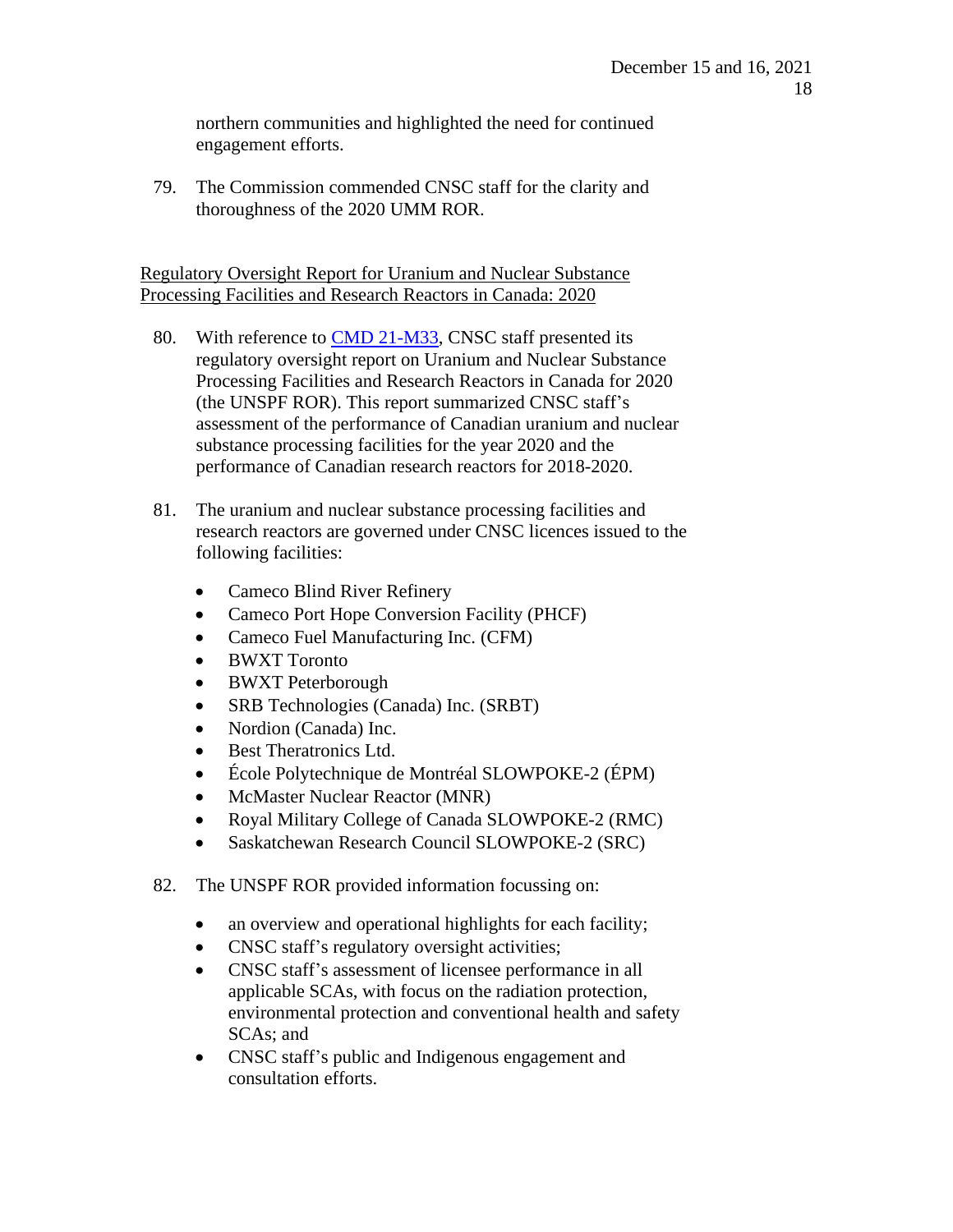northern communities and highlighted the need for continued engagement efforts.

79. The Commission commended CNSC staff for the clarity and thoroughness of the 2020 UMM ROR.

## Regulatory Oversight Report for Uranium and Nuclear Substance Processing Facilities and Research Reactors in Canada: 2020

80. With reference to CMD 21-M33, CNSC staff presented its regulatory oversight report on Uranium and Nuclear Substance Processing Facilities and Research Reactors in Canada for 2020 (the UNSPF ROR). This report summarized CNSC staff's assessment of the performance of Canadian uranium and nuclear substance processing facilities for the year 2020 and the performance of Canadian research reactors for 2018-2020.

81. The uranium and nuclear substance processing facilities and research reactors are governed under CNSC licences issued to the following facilities:

    - Cameco Blind River Refinery
    - Cameco Port Hope Conversion Facility (PHCF)
    - Cameco Fuel Manufacturing Inc. (CFM)
    - BWXT Toronto
    - BWXT Peterborough
    - SRB Technologies (Canada) Inc. (SRBT)
    - Nordion (Canada) Inc.
    - Best Theratronics Ltd.
    - École Polytechnique de Montréal SLOWPOKE-2 (ÉPM)
    - McMaster Nuclear Reactor (MNR)
    - Royal Military College of Canada SLOWPOKE-2 (RMC)
    - Saskatchewan Research Council SLOWPOKE-2 (SRC)

82. The UNSPF ROR provided information focussing on:

    - an overview and operational highlights for each facility;
    - CNSC staff's regulatory oversight activities;
    - CNSC staff's assessment of licensee performance in all applicable SCAs, with focus on the radiation protection, environmental protection and conventional health and safety SCAs; and
    - CNSC staff's public and Indigenous engagement and consultation efforts.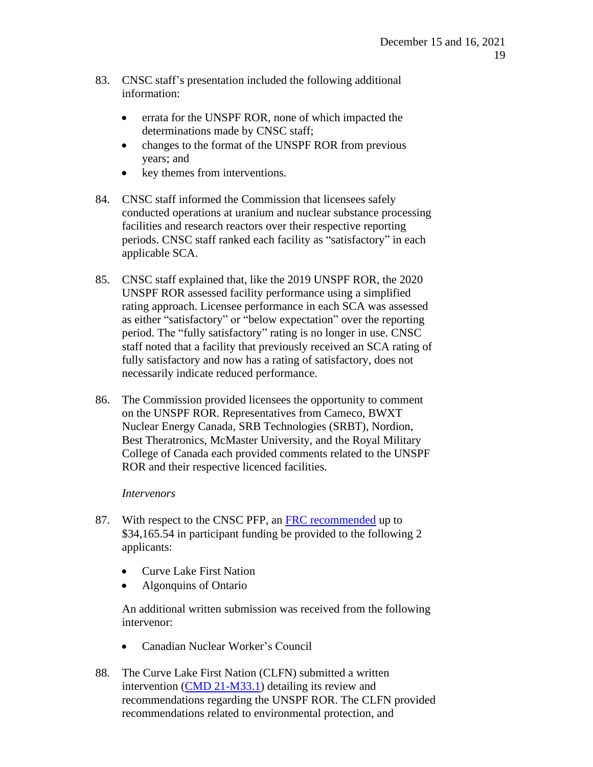83. CNSC staff's presentation included the following additional information:

    - errata for the UNSPF ROR, none of which impacted the determinations made by CNSC staff;
    - changes to the format of the UNSPF ROR from previous years; and
    - key themes from interventions.

84. CNSC staff informed the Commission that licensees safely conducted operations at uranium and nuclear substance processing facilities and research reactors over their respective reporting periods. CNSC staff ranked each facility as "satisfactory" in each applicable SCA.

85. CNSC staff explained that, like the 2019 UNSPF ROR, the 2020 UNSPF ROR assessed facility performance using a simplified rating approach. Licensee performance in each SCA was assessed as either "satisfactory" or "below expectation" over the reporting period. The "fully satisfactory" rating is no longer in use. CNSC staff noted that a facility that previously received an SCA rating of fully satisfactory and now has a rating of satisfactory, does not necessarily indicate reduced performance.

86. The Commission provided licensees the opportunity to comment on the UNSPF ROR. Representatives from Cameco, BWXT Nuclear Energy Canada, SRB Technologies (SRBT), Nordion, Best Theratronics, McMaster University, and the Royal Military College of Canada each provided comments related to the UNSPF ROR and their respective licenced facilities.

*Intervenors*

87. With respect to the CNSC PFP, an FRC recommended up to $34,165.54 in participant funding be provided to the following 2 applicants:

    - Curve Lake First Nation
    - Algonquins of Ontario

    An additional written submission was received from the following intervenor:

    - Canadian Nuclear Worker's Council

88. The Curve Lake First Nation (CLFN) submitted a written intervention (CMD 21-M33.1) detailing its review and recommendations regarding the UNSPF ROR. The CLFN provided recommendations related to environmental protection, and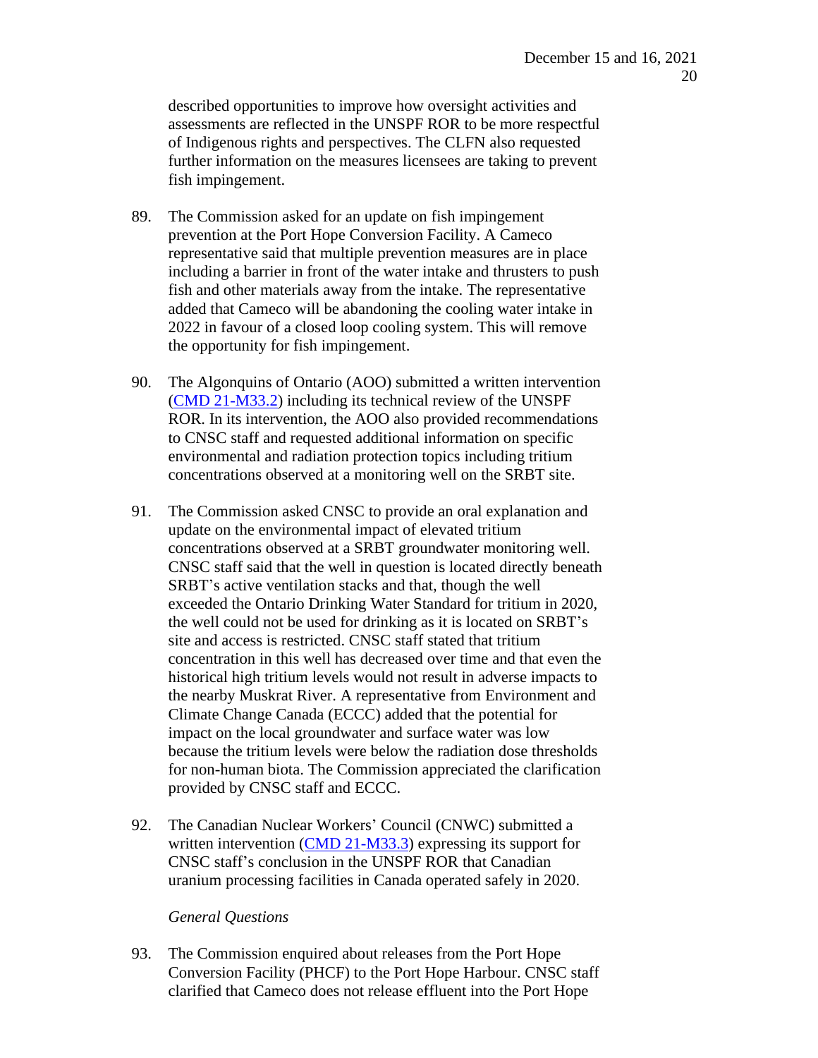described opportunities to improve how oversight activities and assessments are reflected in the UNSPF ROR to be more respectful of Indigenous rights and perspectives. The CLFN also requested further information on the measures licensees are taking to prevent fish impingement.

89. The Commission asked for an update on fish impingement prevention at the Port Hope Conversion Facility. A Cameco representative said that multiple prevention measures are in place including a barrier in front of the water intake and thrusters to push fish and other materials away from the intake. The representative added that Cameco will be abandoning the cooling water intake in 2022 in favour of a closed loop cooling system. This will remove the opportunity for fish impingement.

90. The Algonquins of Ontario (AOO) submitted a written intervention ([CMD 21-M33.2]) including its technical review of the UNSPF ROR. In its intervention, the AOO also provided recommendations to CNSC staff and requested additional information on specific environmental and radiation protection topics including tritium concentrations observed at a monitoring well on the SRBT site.

91. The Commission asked CNSC to provide an oral explanation and update on the environmental impact of elevated tritium concentrations observed at a SRBT groundwater monitoring well. CNSC staff said that the well in question is located directly beneath SRBT's active ventilation stacks and that, though the well exceeded the Ontario Drinking Water Standard for tritium in 2020, the well could not be used for drinking as it is located on SRBT's site and access is restricted. CNSC staff stated that tritium concentration in this well has decreased over time and that even the historical high tritium levels would not result in adverse impacts to the nearby Muskrat River. A representative from Environment and Climate Change Canada (ECCC) added that the potential for impact on the local groundwater and surface water was low because the tritium levels were below the radiation dose thresholds for non-human biota. The Commission appreciated the clarification provided by CNSC staff and ECCC.

92. The Canadian Nuclear Workers' Council (CNWC) submitted a written intervention ([CMD 21-M33.3]) expressing its support for CNSC staff's conclusion in the UNSPF ROR that Canadian uranium processing facilities in Canada operated safely in 2020.

*General Questions*

93. The Commission enquired about releases from the Port Hope Conversion Facility (PHCF) to the Port Hope Harbour. CNSC staff clarified that Cameco does not release effluent into the Port Hope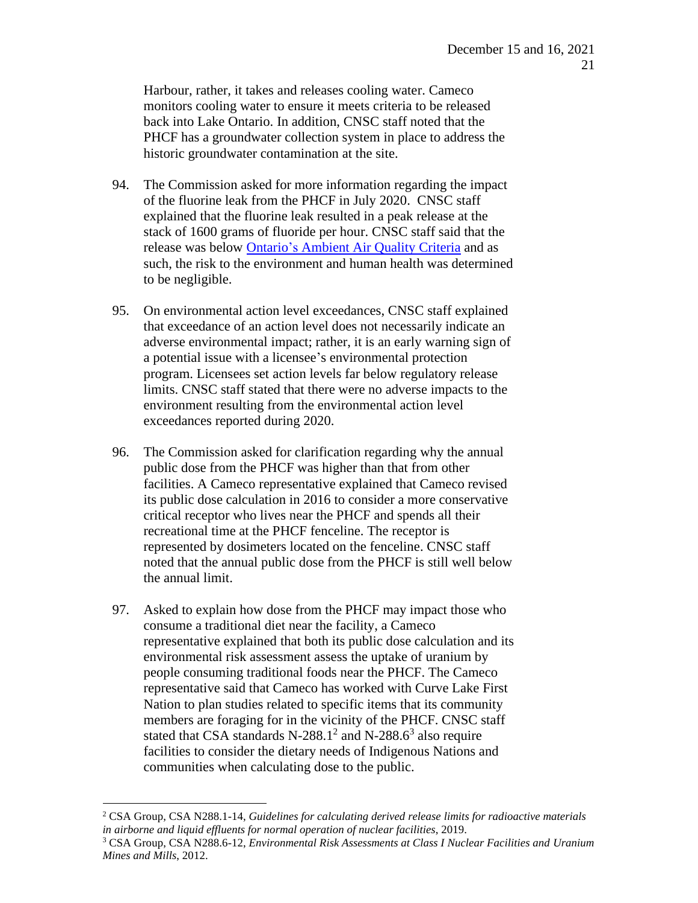Harbour, rather, it takes and releases cooling water. Cameco monitors cooling water to ensure it meets criteria to be released back into Lake Ontario. In addition, CNSC staff noted that the PHCF has a groundwater collection system in place to address the historic groundwater contamination at the site.

94. The Commission asked for more information regarding the impact of the fluorine leak from the PHCF in July 2020. CNSC staff explained that the fluorine leak resulted in a peak release at the stack of 1600 grams of fluoride per hour. CNSC staff said that the release was below Ontario's Ambient Air Quality Criteria and as such, the risk to the environment and human health was determined to be negligible.

95. On environmental action level exceedances, CNSC staff explained that exceedance of an action level does not necessarily indicate an adverse environmental impact; rather, it is an early warning sign of a potential issue with a licensee's environmental protection program. Licensees set action levels far below regulatory release limits. CNSC staff stated that there were no adverse impacts to the environment resulting from the environmental action level exceedances reported during 2020.

96. The Commission asked for clarification regarding why the annual public dose from the PHCF was higher than that from other facilities. A Cameco representative explained that Cameco revised its public dose calculation in 2016 to consider a more conservative critical receptor who lives near the PHCF and spends all their recreational time at the PHCF fenceline. The receptor is represented by dosimeters located on the fenceline. CNSC staff noted that the annual public dose from the PHCF is still well below the annual limit.

97. Asked to explain how dose from the PHCF may impact those who consume a traditional diet near the facility, a Cameco representative explained that both its public dose calculation and its environmental risk assessment assess the uptake of uranium by people consuming traditional foods near the PHCF. The Cameco representative said that Cameco has worked with Curve Lake First Nation to plan studies related to specific items that its community members are foraging for in the vicinity of the PHCF. CNSC staff stated that CSA standards N-288.1[2] and N-288.6[3] also require facilities to consider the dietary needs of Indigenous Nations and communities when calculating dose to the public.

---

[2] CSA Group, CSA N288.1-14, *Guidelines for calculating derived release limits for radioactive materials in airborne and liquid effluents for normal operation of nuclear facilities*, 2019.

[3] CSA Group, CSA N288.6-12, *Environmental Risk Assessments at Class I Nuclear Facilities and Uranium Mines and Mills*, 2012.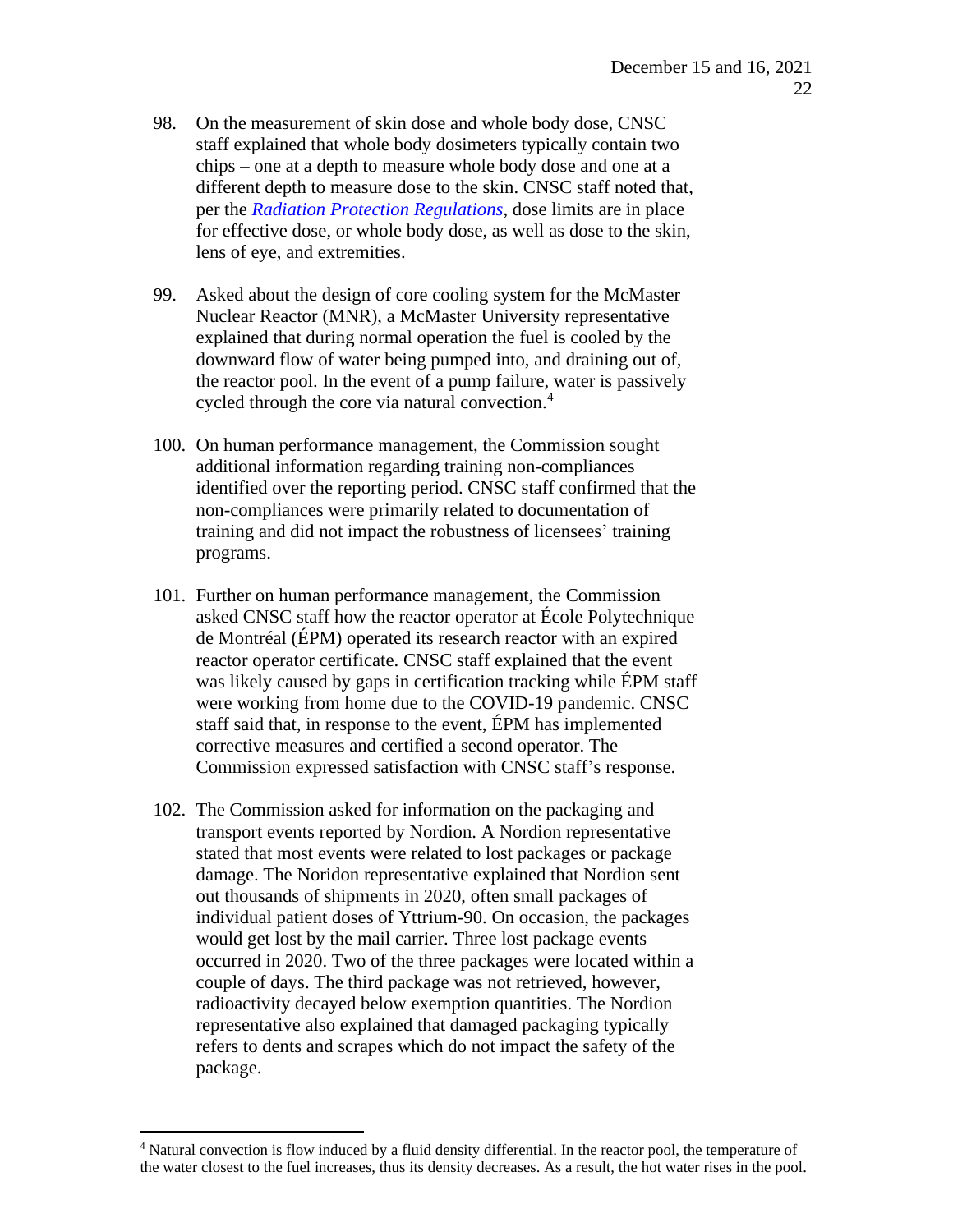98. On the measurement of skin dose and whole body dose, CNSC staff explained that whole body dosimeters typically contain two chips – one at a depth to measure whole body dose and one at a different depth to measure dose to the skin. CNSC staff noted that, per the *Radiation Protection Regulations*, dose limits are in place for effective dose, or whole body dose, as well as dose to the skin, lens of eye, and extremities.

99. Asked about the design of core cooling system for the McMaster Nuclear Reactor (MNR), a McMaster University representative explained that during normal operation the fuel is cooled by the downward flow of water being pumped into, and draining out of, the reactor pool. In the event of a pump failure, water is passively cycled through the core via natural convection.[4]

100. On human performance management, the Commission sought additional information regarding training non-compliances identified over the reporting period. CNSC staff confirmed that the non-compliances were primarily related to documentation of training and did not impact the robustness of licensees' training programs.

101. Further on human performance management, the Commission asked CNSC staff how the reactor operator at École Polytechnique de Montréal (ÉPM) operated its research reactor with an expired reactor operator certificate. CNSC staff explained that the event was likely caused by gaps in certification tracking while ÉPM staff were working from home due to the COVID-19 pandemic. CNSC staff said that, in response to the event, ÉPM has implemented corrective measures and certified a second operator. The Commission expressed satisfaction with CNSC staff's response.

102. The Commission asked for information on the packaging and transport events reported by Nordion. A Nordion representative stated that most events were related to lost packages or package damage. The Noridon representative explained that Nordion sent out thousands of shipments in 2020, often small packages of individual patient doses of Yttrium-90. On occasion, the packages would get lost by the mail carrier. Three lost package events occurred in 2020. Two of the three packages were located within a couple of days. The third package was not retrieved, however, radioactivity decayed below exemption quantities. The Nordion representative also explained that damaged packaging typically refers to dents and scrapes which do not impact the safety of the package.

---

[4] Natural convection is flow induced by a fluid density differential. In the reactor pool, the temperature of the water closest to the fuel increases, thus its density decreases. As a result, the hot water rises in the pool.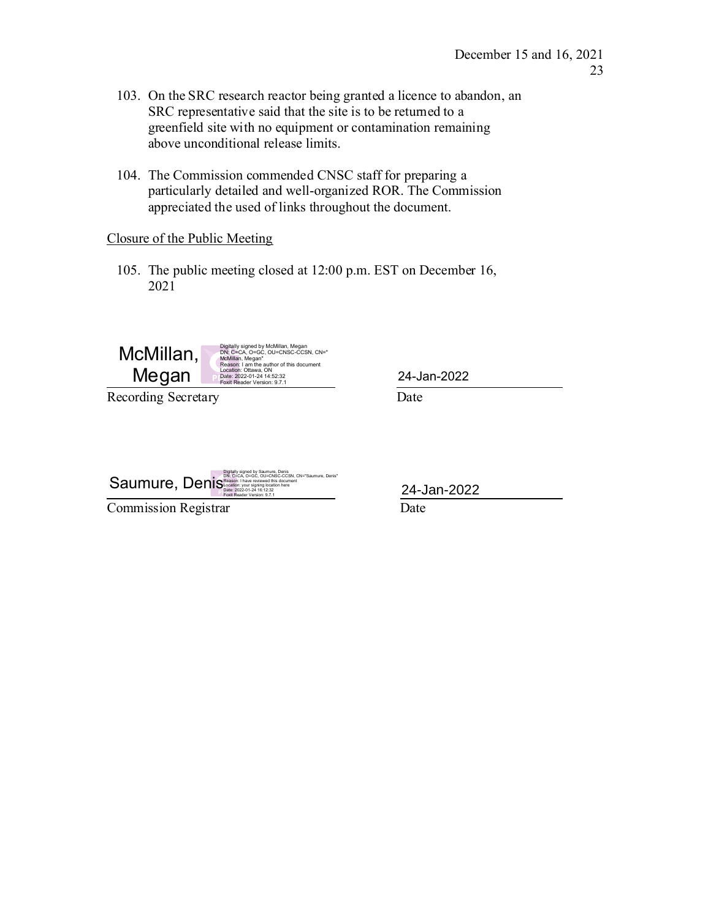103. On the SRC research reactor being granted a licence to abandon, an SRC representative said that the site is to be returned to a greenfield site with no equipment or contamination remaining above unconditional release limits.

104. The Commission commended CNSC staff for preparing a particularly detailed and well-organized ROR. The Commission appreciated the used of links throughout the document.

Closure of the Public Meeting

105. The public meeting closed at 12:00 p.m. EST on December 16, 2021

McMillan, Megan
Digitally signed by McMillan, Megan
DN: C=CA, O=GC, OU=CNSC-CCSN, CN="McMillan, Megan"
Reason: I am the author of this document
Location: Ottawa, ON
Date: 2022-01-24 14:52:32
Foxit Reader Version: 9.7.1

24-Jan-2022

Recording Secretary    Date

Saumure, Denis
Digitally signed by Saumure, Denis
DN: C=CA, O=GC, OU=CNSC-CCSN, CN="Saumure, Denis"
Reason: I have reviewed this document
Location: your signing location here
Date: 2022-01-24 16:12:32
Foxit Reader Version: 9.7.1

24-Jan-2022

Commission Registrar    Date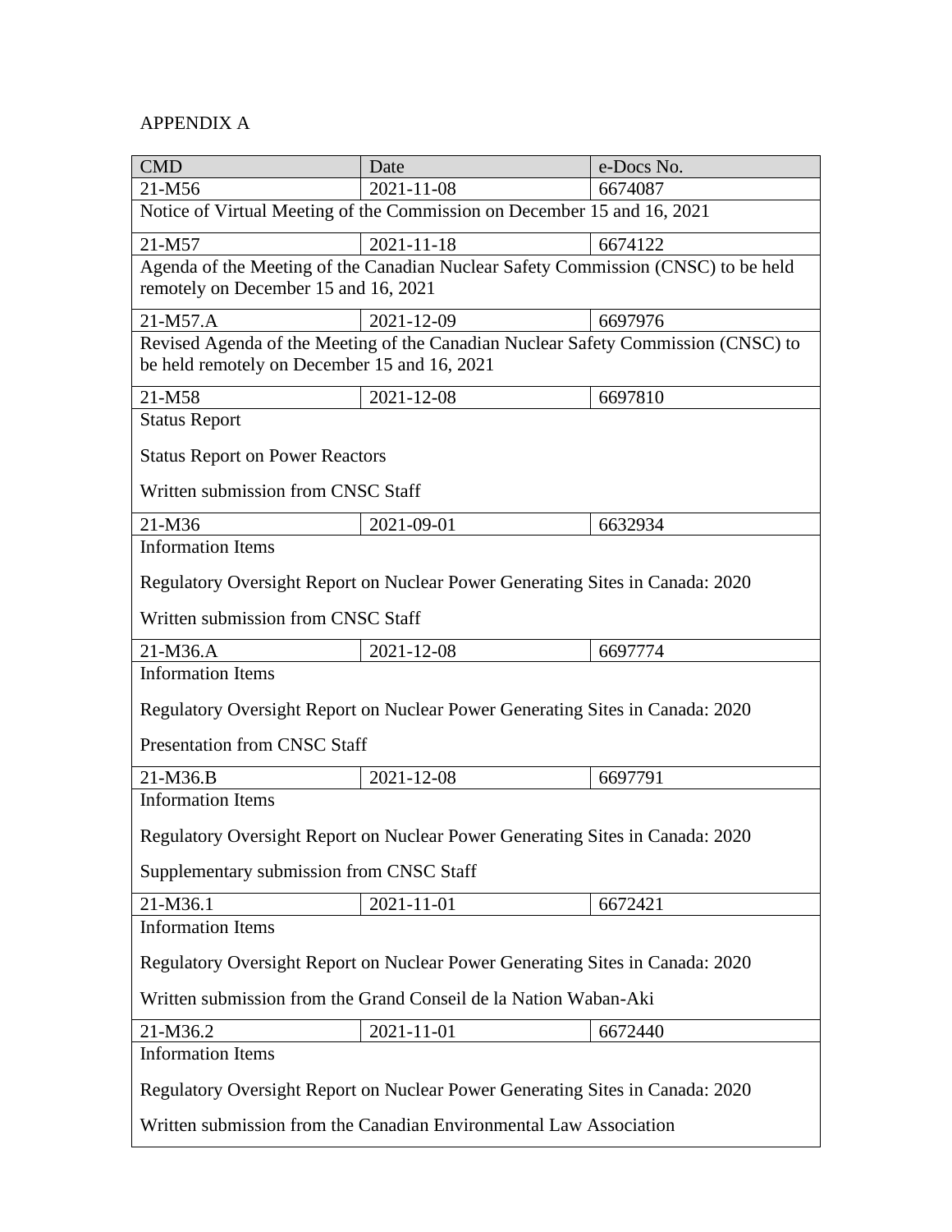APPENDIX A

| CMD | Date | e-Docs No. |
|---|---|---|
| 21-M56 | 2021-11-08 | 6674087 |
| Notice of Virtual Meeting of the Commission on December 15 and 16, 2021 | | |
| 21-M57 | 2021-11-18 | 6674122 |
| Agenda of the Meeting of the Canadian Nuclear Safety Commission (CNSC) to be held remotely on December 15 and 16, 2021 | | |
| 21-M57.A | 2021-12-09 | 6697976 |
| Revised Agenda of the Meeting of the Canadian Nuclear Safety Commission (CNSC) to be held remotely on December 15 and 16, 2021 | | |
| 21-M58 | 2021-12-08 | 6697810 |
| Status Report<br><br>Status Report on Power Reactors<br><br>Written submission from CNSC Staff | | |
| 21-M36 | 2021-09-01 | 6632934 |
| Information Items<br><br>Regulatory Oversight Report on Nuclear Power Generating Sites in Canada: 2020<br><br>Written submission from CNSC Staff | | |
| 21-M36.A | 2021-12-08 | 6697774 |
| Information Items<br><br>Regulatory Oversight Report on Nuclear Power Generating Sites in Canada: 2020<br><br>Presentation from CNSC Staff | | |
| 21-M36.B | 2021-12-08 | 6697791 |
| Information Items<br><br>Regulatory Oversight Report on Nuclear Power Generating Sites in Canada: 2020<br><br>Supplementary submission from CNSC Staff | | |
| 21-M36.1 | 2021-11-01 | 6672421 |
| Information Items<br><br>Regulatory Oversight Report on Nuclear Power Generating Sites in Canada: 2020<br><br>Written submission from the Grand Conseil de la Nation Waban-Aki | | |
| 21-M36.2 | 2021-11-01 | 6672440 |
| Information Items<br><br>Regulatory Oversight Report on Nuclear Power Generating Sites in Canada: 2020<br><br>Written submission from the Canadian Environmental Law Association | | |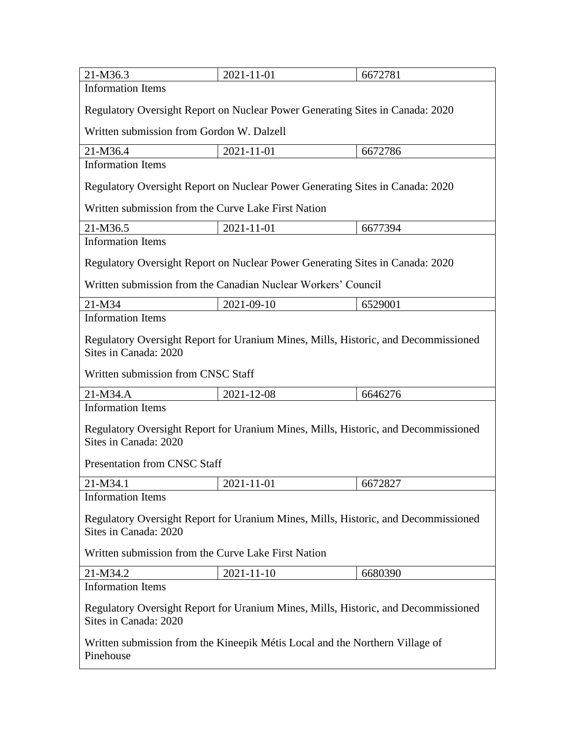| 21-M36.3 | 2021-11-01 | 6672781 |
|---|---|---|
| Information Items<br><br>Regulatory Oversight Report on Nuclear Power Generating Sites in Canada: 2020<br><br>Written submission from Gordon W. Dalzell | | |
| 21-M36.4 | 2021-11-01 | 6672786 |
| Information Items<br><br>Regulatory Oversight Report on Nuclear Power Generating Sites in Canada: 2020<br><br>Written submission from the Curve Lake First Nation | | |
| 21-M36.5 | 2021-11-01 | 6677394 |
| Information Items<br><br>Regulatory Oversight Report on Nuclear Power Generating Sites in Canada: 2020<br><br>Written submission from the Canadian Nuclear Workers' Council | | |
| 21-M34 | 2021-09-10 | 6529001 |
| Information Items<br><br>Regulatory Oversight Report for Uranium Mines, Mills, Historic, and Decommissioned Sites in Canada: 2020<br><br>Written submission from CNSC Staff | | |
| 21-M34.A | 2021-12-08 | 6646276 |
| Information Items<br><br>Regulatory Oversight Report for Uranium Mines, Mills, Historic, and Decommissioned Sites in Canada: 2020<br><br>Presentation from CNSC Staff | | |
| 21-M34.1 | 2021-11-01 | 6672827 |
| Information Items<br><br>Regulatory Oversight Report for Uranium Mines, Mills, Historic, and Decommissioned Sites in Canada: 2020<br><br>Written submission from the Curve Lake First Nation | | |
| 21-M34.2 | 2021-11-10 | 6680390 |
| Information Items<br><br>Regulatory Oversight Report for Uranium Mines, Mills, Historic, and Decommissioned Sites in Canada: 2020<br><br>Written submission from the Kineepik Métis Local and the Northern Village of Pinehouse | | |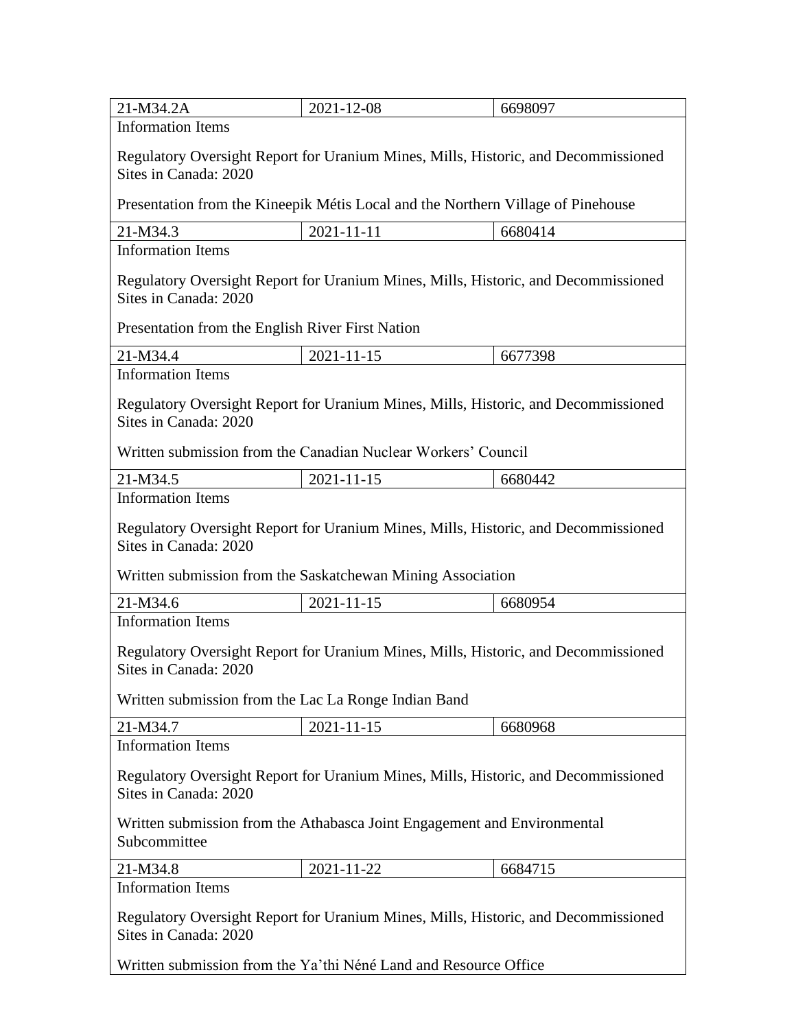| 21-M34.2A | 2021-12-08 | 6698097 |
|---|---|---|

Information Items

Regulatory Oversight Report for Uranium Mines, Mills, Historic, and Decommissioned Sites in Canada: 2020

Presentation from the Kineepik Métis Local and the Northern Village of Pinehouse

| 21-M34.3 | 2021-11-11 | 6680414 |
|---|---|---|

Information Items

Regulatory Oversight Report for Uranium Mines, Mills, Historic, and Decommissioned Sites in Canada: 2020

Presentation from the English River First Nation

| 21-M34.4 | 2021-11-15 | 6677398 |
|---|---|---|

Information Items

Regulatory Oversight Report for Uranium Mines, Mills, Historic, and Decommissioned Sites in Canada: 2020

Written submission from the Canadian Nuclear Workers' Council

| 21-M34.5 | 2021-11-15 | 6680442 |
|---|---|---|

Information Items

Regulatory Oversight Report for Uranium Mines, Mills, Historic, and Decommissioned Sites in Canada: 2020

Written submission from the Saskatchewan Mining Association

| 21-M34.6 | 2021-11-15 | 6680954 |
|---|---|---|

Information Items

Regulatory Oversight Report for Uranium Mines, Mills, Historic, and Decommissioned Sites in Canada: 2020

Written submission from the Lac La Ronge Indian Band

| 21-M34.7 | 2021-11-15 | 6680968 |
|---|---|---|

Information Items

Regulatory Oversight Report for Uranium Mines, Mills, Historic, and Decommissioned Sites in Canada: 2020

Written submission from the Athabasca Joint Engagement and Environmental Subcommittee

| 21-M34.8 | 2021-11-22 | 6684715 |
|---|---|---|

Information Items

Regulatory Oversight Report for Uranium Mines, Mills, Historic, and Decommissioned Sites in Canada: 2020

Written submission from the Ya'thi Néné Land and Resource Office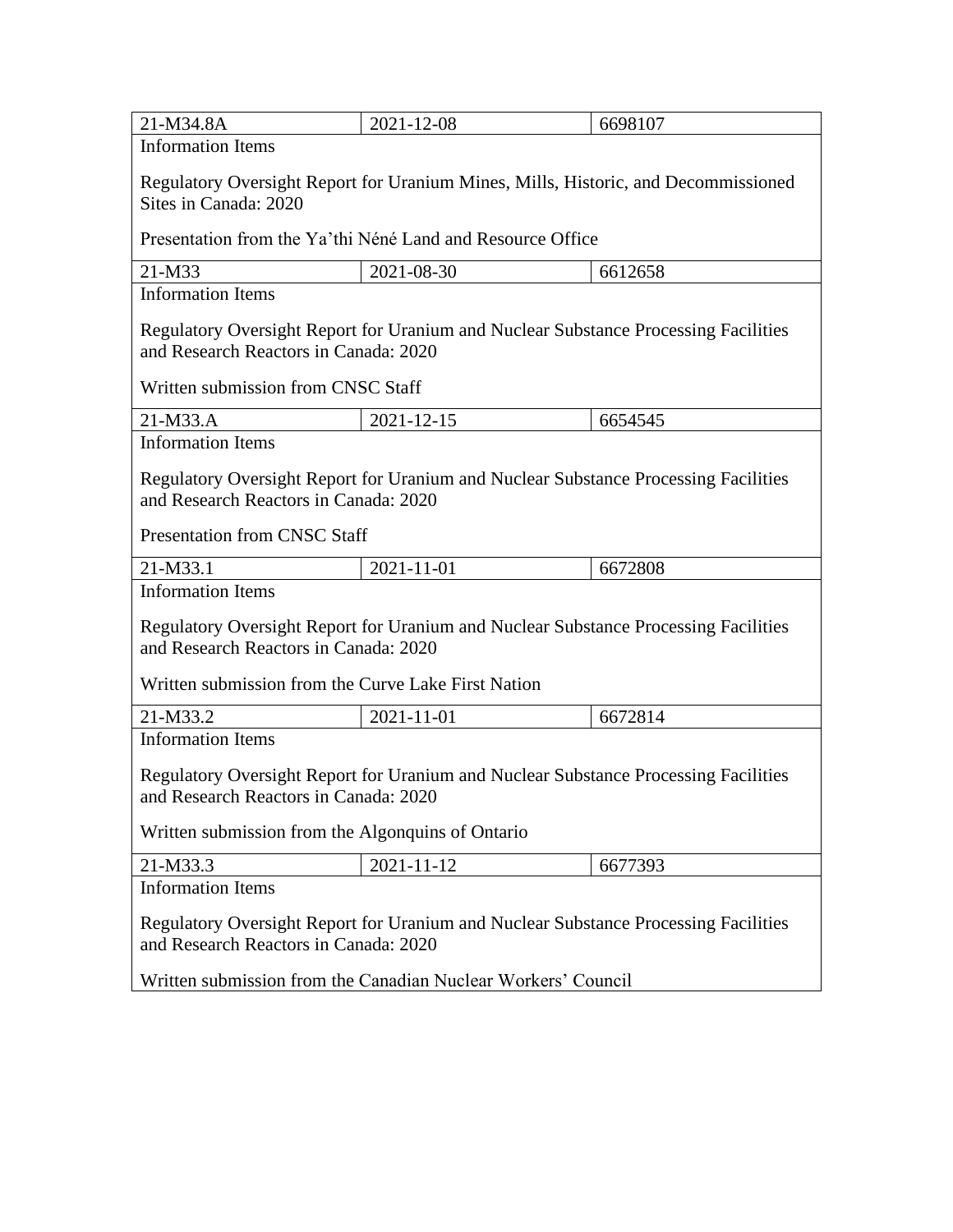| | | |
|---|---|---|
| 21-M34.8A | 2021-12-08 | 6698107 |
| Information Items<br><br>Regulatory Oversight Report for Uranium Mines, Mills, Historic, and Decommissioned Sites in Canada: 2020<br><br>Presentation from the Ya'thi Néné Land and Resource Office | | |
| 21-M33 | 2021-08-30 | 6612658 |
| Information Items<br><br>Regulatory Oversight Report for Uranium and Nuclear Substance Processing Facilities and Research Reactors in Canada: 2020<br><br>Written submission from CNSC Staff | | |
| 21-M33.A | 2021-12-15 | 6654545 |
| Information Items<br><br>Regulatory Oversight Report for Uranium and Nuclear Substance Processing Facilities and Research Reactors in Canada: 2020<br><br>Presentation from CNSC Staff | | |
| 21-M33.1 | 2021-11-01 | 6672808 |
| Information Items<br><br>Regulatory Oversight Report for Uranium and Nuclear Substance Processing Facilities and Research Reactors in Canada: 2020<br><br>Written submission from the Curve Lake First Nation | | |
| 21-M33.2 | 2021-11-01 | 6672814 |
| Information Items<br><br>Regulatory Oversight Report for Uranium and Nuclear Substance Processing Facilities and Research Reactors in Canada: 2020<br><br>Written submission from the Algonquins of Ontario | | |
| 21-M33.3 | 2021-11-12 | 6677393 |
| Information Items<br><br>Regulatory Oversight Report for Uranium and Nuclear Substance Processing Facilities and Research Reactors in Canada: 2020<br><br>Written submission from the Canadian Nuclear Workers' Council | | |